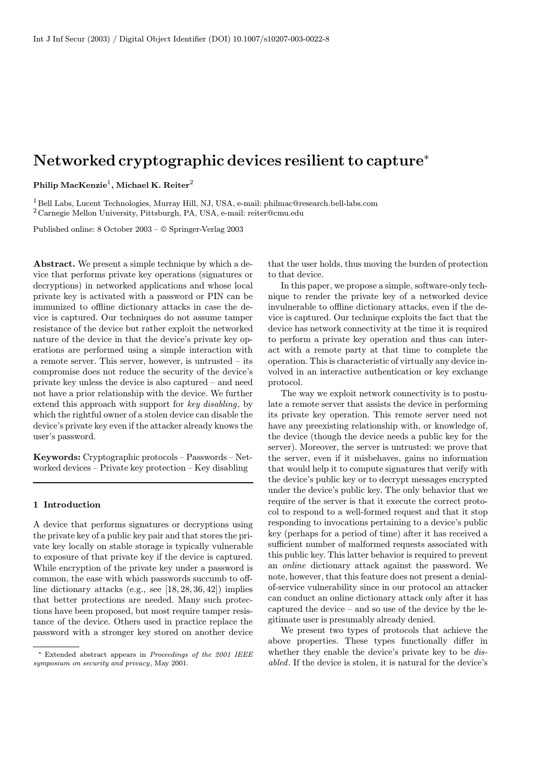# Networked cryptographic devices resilient to capture*

**Philip MacKenzie[1], Michael K. Reiter[2]**

[1] Bell Labs, Lucent Technologies, Murray Hill, NJ, USA, e-mail: philmac@research.bell-labs.com
[2] Carnegie Mellon University, Pittsburgh, PA, USA, e-mail: reiter@cmu.edu

Published online: 8 October 2003 – © Springer-Verlag 2003

**Abstract.** We present a simple technique by which a device that performs private key operations (signatures or decryptions) in networked applications and whose local private key is activated with a password or PIN can be immunized to offline dictionary attacks in case the device is captured. Our techniques do not assume tamper resistance of the device but rather exploit the networked nature of the device in that the device's private key operations are performed using a simple interaction with a remote server. This server, however, is untrusted – its compromise does not reduce the security of the device's private key unless the device is also captured – and need not have a prior relationship with the device. We further extend this approach with support for *key disabling*, by which the rightful owner of a stolen device can disable the device's private key even if the attacker already knows the user's password.

**Keywords:** Cryptographic protocols – Passwords – Networked devices – Private key protection – Key disabling

## 1 Introduction

A device that performs signatures or decryptions using the private key of a public key pair and that stores the private key locally on stable storage is typically vulnerable to exposure of that private key if the device is captured. While encryption of the private key under a password is common, the ease with which passwords succumb to offline dictionary attacks (e.g., see [18, 28, 36, 42]) implies that better protections are needed. Many such protections have been proposed, but most require tamper resistance of the device. Others used in practice replace the password with a stronger key stored on another device that the user holds, thus moving the burden of protection to that device.

In this paper, we propose a simple, software-only technique to render the private key of a networked device invulnerable to offline dictionary attacks, even if the device is captured. Our technique exploits the fact that the device has network connectivity at the time it is required to perform a private key operation and thus can interact with a remote party at that time to complete the operation. This is characteristic of virtually any device involved in an interactive authentication or key exchange protocol.

The way we exploit network connectivity is to postulate a remote server that assists the device in performing its private key operation. This remote server need not have any preexisting relationship with, or knowledge of, the device (though the device needs a public key for the server). Moreover, the server is untrusted: we prove that the server, even if it misbehaves, gains no information that would help it to compute signatures that verify with the device's public key or to decrypt messages encrypted under the device's public key. The only behavior that we require of the server is that it execute the correct protocol to respond to a well-formed request and that it stop responding to invocations pertaining to a device's public key (perhaps for a period of time) after it has received a sufficient number of malformed requests associated with this public key. This latter behavior is required to prevent an *online* dictionary attack against the password. We note, however, that this feature does not present a denial-of-service vulnerability since in our protocol an attacker can conduct an online dictionary attack only after it has captured the device – and so use of the device by the legitimate user is presumably already denied.

We present two types of protocols that achieve the above properties. These types functionally differ in whether they enable the device's private key to be *disabled*. If the device is stolen, it is natural for the device's

* Extended abstract appears in *Proceedings of the 2001 IEEE symposium on security and privacy*, May 2001.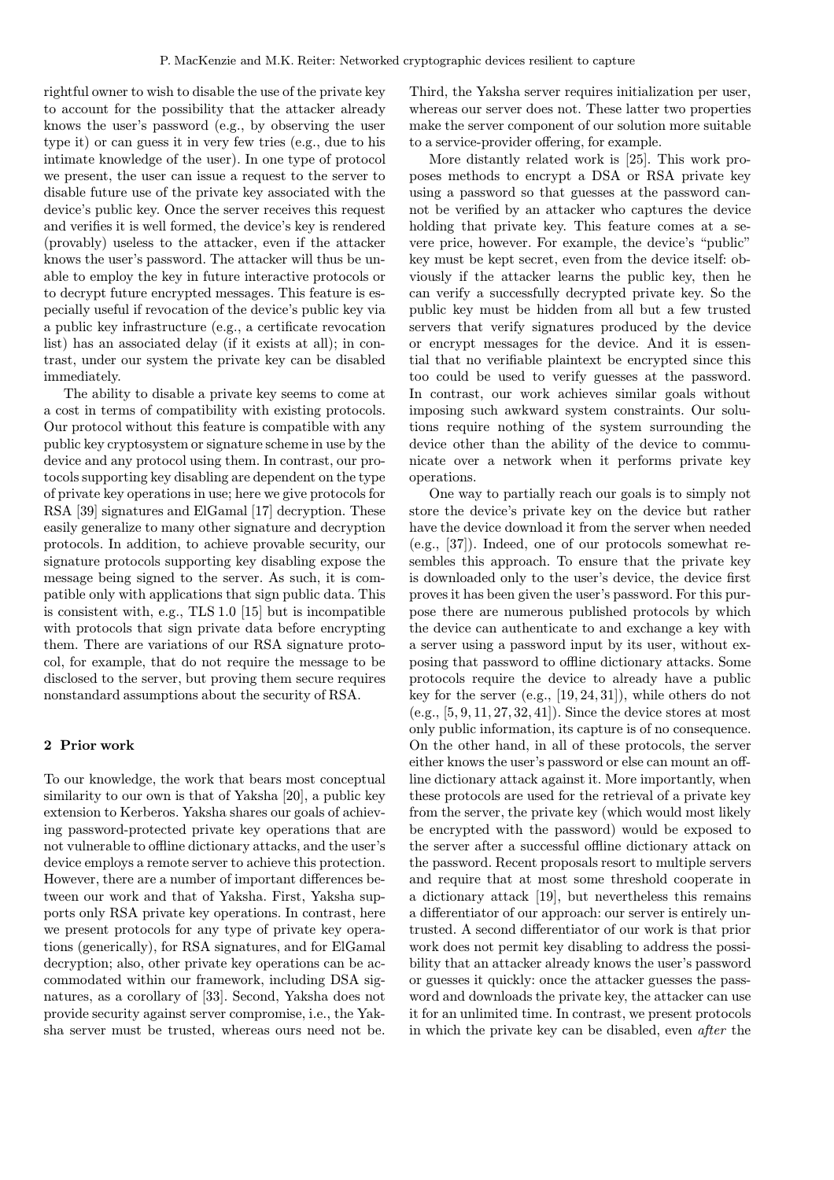rightful owner to wish to disable the use of the private key to account for the possibility that the attacker already knows the user's password (e.g., by observing the user type it) or can guess it in very few tries (e.g., due to his intimate knowledge of the user). In one type of protocol we present, the user can issue a request to the server to disable future use of the private key associated with the device's public key. Once the server receives this request and verifies it is well formed, the device's key is rendered (provably) useless to the attacker, even if the attacker knows the user's password. The attacker will thus be unable to employ the key in future interactive protocols or to decrypt future encrypted messages. This feature is especially useful if revocation of the device's public key via a public key infrastructure (e.g., a certificate revocation list) has an associated delay (if it exists at all); in contrast, under our system the private key can be disabled immediately.

The ability to disable a private key seems to come at a cost in terms of compatibility with existing protocols. Our protocol without this feature is compatible with any public key cryptosystem or signature scheme in use by the device and any protocol using them. In contrast, our protocols supporting key disabling are dependent on the type of private key operations in use; here we give protocols for RSA [39] signatures and ElGamal [17] decryption. These easily generalize to many other signature and decryption protocols. In addition, to achieve provable security, our signature protocols supporting key disabling expose the message being signed to the server. As such, it is compatible only with applications that sign public data. This is consistent with, e.g., TLS 1.0 [15] but is incompatible with protocols that sign private data before encrypting them. There are variations of our RSA signature protocol, for example, that do not require the message to be disclosed to the server, but proving them secure requires nonstandard assumptions about the security of RSA.

## 2 Prior work

To our knowledge, the work that bears most conceptual similarity to our own is that of Yaksha [20], a public key extension to Kerberos. Yaksha shares our goals of achieving password-protected private key operations that are not vulnerable to offline dictionary attacks, and the user's device employs a remote server to achieve this protection. However, there are a number of important differences between our work and that of Yaksha. First, Yaksha supports only RSA private key operations. In contrast, here we present protocols for any type of private key operations (generically), for RSA signatures, and for ElGamal decryption; also, other private key operations can be accommodated within our framework, including DSA signatures, as a corollary of [33]. Second, Yaksha does not provide security against server compromise, i.e., the Yaksha server must be trusted, whereas ours need not be. Third, the Yaksha server requires initialization per user, whereas our server does not. These latter two properties make the server component of our solution more suitable to a service-provider offering, for example.

More distantly related work is [25]. This work proposes methods to encrypt a DSA or RSA private key using a password so that guesses at the password cannot be verified by an attacker who captures the device holding that private key. This feature comes at a severe price, however. For example, the device's "public" key must be kept secret, even from the device itself: obviously if the attacker learns the public key, then he can verify a successfully decrypted private key. So the public key must be hidden from all but a few trusted servers that verify signatures produced by the device or encrypt messages for the device. And it is essential that no verifiable plaintext be encrypted since this too could be used to verify guesses at the password. In contrast, our work achieves similar goals without imposing such awkward system constraints. Our solutions require nothing of the system surrounding the device other than the ability of the device to communicate over a network when it performs private key operations.

One way to partially reach our goals is to simply not store the device's private key on the device but rather have the device download it from the server when needed (e.g., [37]). Indeed, one of our protocols somewhat resembles this approach. To ensure that the private key is downloaded only to the user's device, the device first proves it has been given the user's password. For this purpose there are numerous published protocols by which the device can authenticate to and exchange a key with a server using a password input by its user, without exposing that password to offline dictionary attacks. Some protocols require the device to already have a public key for the server (e.g., [19, 24, 31]), while others do not (e.g., [5, 9, 11, 27, 32, 41]). Since the device stores at most only public information, its capture is of no consequence. On the other hand, in all of these protocols, the server either knows the user's password or else can mount an offline dictionary attack against it. More importantly, when these protocols are used for the retrieval of a private key from the server, the private key (which would most likely be encrypted with the password) would be exposed to the server after a successful offline dictionary attack on the password. Recent proposals resort to multiple servers and require that at most some threshold cooperate in a dictionary attack [19], but nevertheless this remains a differentiator of our approach: our server is entirely untrusted. A second differentiator of our work is that prior work does not permit key disabling to address the possibility that an attacker already knows the user's password or guesses it quickly: once the attacker guesses the password and downloads the private key, the attacker can use it for an unlimited time. In contrast, we present protocols in which the private key can be disabled, even *after* the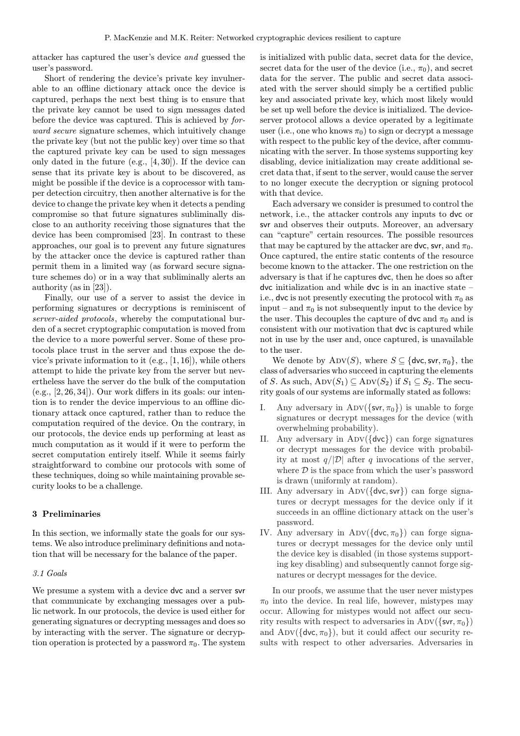attacker has captured the user's device *and* guessed the user's password.

Short of rendering the device's private key invulnerable to an offline dictionary attack once the device is captured, perhaps the next best thing is to ensure that the private key cannot be used to sign messages dated before the device was captured. This is achieved by *forward secure* signature schemes, which intuitively change the private key (but not the public key) over time so that the captured private key can be used to sign messages only dated in the future (e.g., [4, 30]). If the device can sense that its private key is about to be discovered, as might be possible if the device is a coprocessor with tamper detection circuitry, then another alternative is for the device to change the private key when it detects a pending compromise so that future signatures subliminally disclose to an authority receiving those signatures that the device has been compromised [23]. In contrast to these approaches, our goal is to prevent any future signatures by the attacker once the device is captured rather than permit them in a limited way (as forward secure signature schemes do) or in a way that subliminally alerts an authority (as in [23]).

Finally, our use of a server to assist the device in performing signatures or decryptions is reminiscent of *server-aided protocols*, whereby the computational burden of a secret cryptographic computation is moved from the device to a more powerful server. Some of these protocols place trust in the server and thus expose the device's private information to it (e.g., [1, 16]), while others attempt to hide the private key from the server but nevertheless have the server do the bulk of the computation (e.g., [2, 26, 34]). Our work differs in its goals: our intention is to render the device impervious to an offline dictionary attack once captured, rather than to reduce the computation required of the device. On the contrary, in our protocols, the device ends up performing at least as much computation as it would if it were to perform the secret computation entirely itself. While it seems fairly straightforward to combine our protocols with some of these techniques, doing so while maintaining provable security looks to be a challenge.

## 3 Preliminaries

In this section, we informally state the goals for our systems. We also introduce preliminary definitions and notation that will be necessary for the balance of the paper.

### 3.1 Goals

We presume a system with a device $\mathsf{dvc}$ and a server $\mathsf{svr}$ that communicate by exchanging messages over a public network. In our protocols, the device is used either for generating signatures or decrypting messages and does so by interacting with the server. The signature or decryption operation is protected by a password $\pi_0$. The system is initialized with public data, secret data for the device, secret data for the user of the device (i.e., $\pi_0$), and secret data for the server. The public and secret data associated with the server should simply be a certified public key and associated private key, which most likely would be set up well before the device is initialized. The device-server protocol allows a device operated by a legitimate user (i.e., one who knows $\pi_0$) to sign or decrypt a message with respect to the public key of the device, after communicating with the server. In those systems supporting key disabling, device initialization may create additional secret data that, if sent to the server, would cause the server to no longer execute the decryption or signing protocol with that device.

Each adversary we consider is presumed to control the network, i.e., the attacker controls any inputs to $\mathsf{dvc}$ or $\mathsf{svr}$ and observes their outputs. Moreover, an adversary can "capture" certain resources. The possible resources that may be captured by the attacker are $\mathsf{dvc}$, $\mathsf{svr}$, and $\pi_0$. Once captured, the entire static contents of the resource become known to the attacker. The one restriction on the adversary is that if he captures $\mathsf{dvc}$, then he does so after $\mathsf{dvc}$ initialization and while $\mathsf{dvc}$ is in an inactive state – i.e., $\mathsf{dvc}$ is not presently executing the protocol with $\pi_0$ as input – and $\pi_0$ is not subsequently input to the device by the user. This decouples the capture of $\mathsf{dvc}$ and $\pi_0$ and is consistent with our motivation that $\mathsf{dvc}$ is captured while not in use by the user and, once captured, is unavailable to the user.

We denote by $\textsc{Adv}(S)$, where $S \subseteq \{\mathsf{dvc}, \mathsf{svr}, \pi_0\}$, the class of adversaries who succeed in capturing the elements of $S$. As such, $\textsc{Adv}(S_1) \subseteq \textsc{Adv}(S_2)$ if $S_1 \subseteq S_2$. The security goals of our systems are informally stated as follows:

I. Any adversary in $\textsc{Adv}(\{\mathsf{svr}, \pi_0\})$ is unable to forge signatures or decrypt messages for the device (with overwhelming probability).

II. Any adversary in $\textsc{Adv}(\{\mathsf{dvc}\})$ can forge signatures or decrypt messages for the device with probability at most $q/|\mathcal{D}|$ after $q$ invocations of the server, where $\mathcal{D}$ is the space from which the user's password is drawn (uniformly at random).

III. Any adversary in $\textsc{Adv}(\{\mathsf{dvc}, \mathsf{svr}\})$ can forge signatures or decrypt messages for the device only if it succeeds in an offline dictionary attack on the user's password.

IV. Any adversary in $\textsc{Adv}(\{\mathsf{dvc}, \pi_0\})$ can forge signatures or decrypt messages for the device only until the device key is disabled (in those systems supporting key disabling) and subsequently cannot forge signatures or decrypt messages for the device.

In our proofs, we assume that the user never mistypes $\pi_0$ into the device. In real life, however, mistypes may occur. Allowing for mistypes would not affect our security results with respect to adversaries in $\textsc{Adv}(\{\mathsf{svr}, \pi_0\})$ and $\textsc{Adv}(\{\mathsf{dvc}, \pi_0\})$, but it could affect our security results with respect to other adversaries. Adversaries in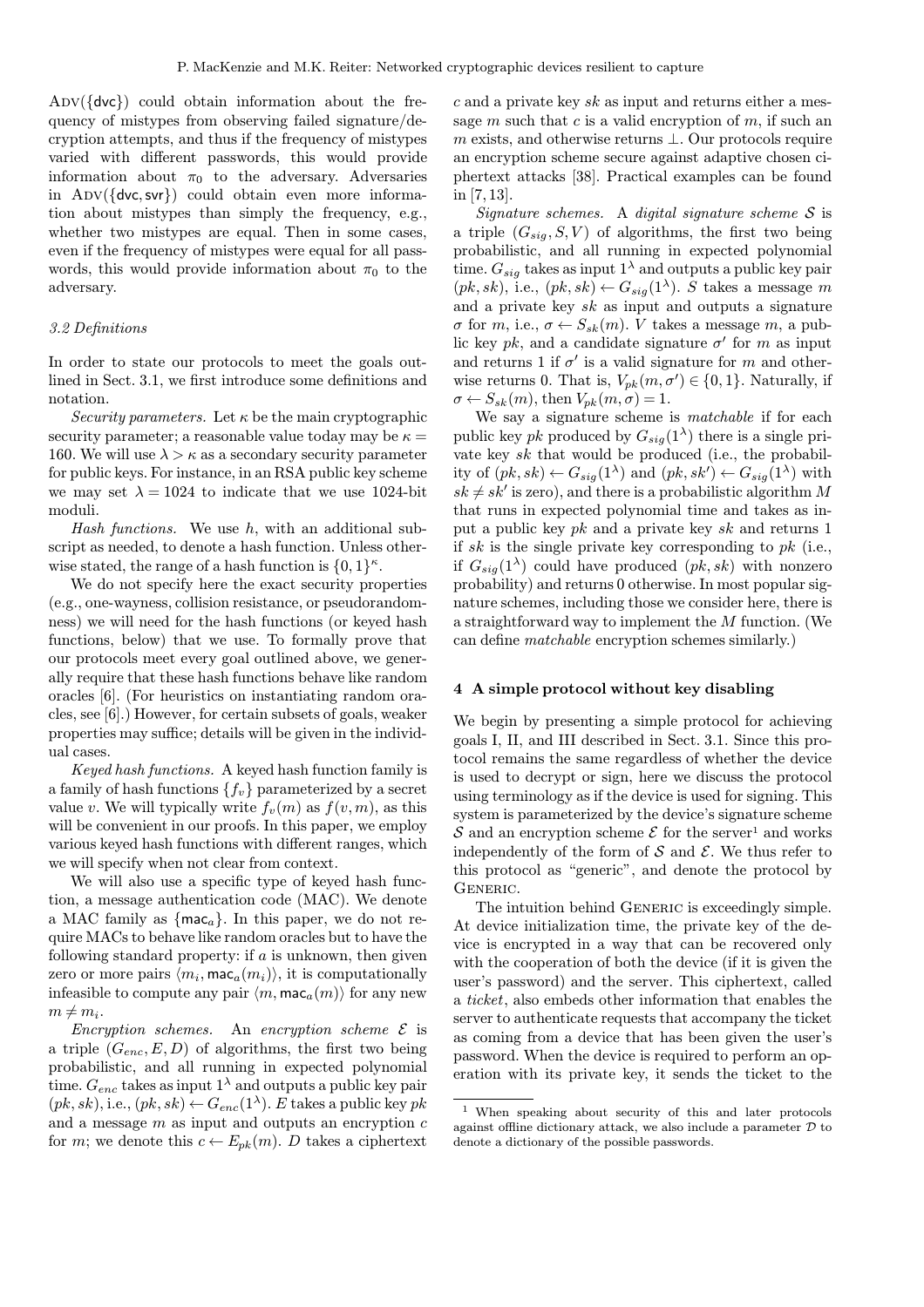ADV({dvc}) could obtain information about the frequency of mistypes from observing failed signature/decryption attempts, and thus if the frequency of mistypes varied with different passwords, this would provide information about $\pi_0$ to the adversary. Adversaries in ADV({dvc, svr}) could obtain even more information about mistypes than simply the frequency, e.g., whether two mistypes are equal. Then in some cases, even if the frequency of mistypes were equal for all passwords, this would provide information about $\pi_0$ to the adversary.

### 3.2 Definitions

In order to state our protocols to meet the goals outlined in Sect. 3.1, we first introduce some definitions and notation.

*Security parameters.* Let $\kappa$ be the main cryptographic security parameter; a reasonable value today may be $\kappa = 160$. We will use $\lambda > \kappa$ as a secondary security parameter for public keys. For instance, in an RSA public key scheme we may set $\lambda = 1024$ to indicate that we use 1024-bit moduli.

*Hash functions.* We use $h$, with an additional subscript as needed, to denote a hash function. Unless otherwise stated, the range of a hash function is $\{0,1\}^\kappa$.

We do not specify here the exact security properties (e.g., one-wayness, collision resistance, or pseudorandomness) we will need for the hash functions (or keyed hash functions, below) that we use. To formally prove that our protocols meet every goal outlined above, we generally require that these hash functions behave like random oracles [6]. (For heuristics on instantiating random oracles, see [6].) However, for certain subsets of goals, weaker properties may suffice; details will be given in the individual cases.

*Keyed hash functions.* A keyed hash function family is a family of hash functions $\{f_v\}$ parameterized by a secret value $v$. We will typically write $f_v(m)$ as $f(v,m)$, as this will be convenient in our proofs. In this paper, we employ various keyed hash functions with different ranges, which we will specify when not clear from context.

We will also use a specific type of keyed hash function, a message authentication code (MAC). We denote a MAC family as $\{\mathsf{mac}_a\}$. In this paper, we do not require MACs to behave like random oracles but to have the following standard property: if $a$ is unknown, then given zero or more pairs $\langle m_i, \mathsf{mac}_a(m_i)\rangle$, it is computationally infeasible to compute any pair $\langle m, \mathsf{mac}_a(m)\rangle$ for any new $m \neq m_i$.

*Encryption schemes.* An *encryption scheme* $\mathcal{E}$ is a triple $(G_{enc}, E, D)$ of algorithms, the first two being probabilistic, and all running in expected polynomial time. $G_{enc}$ takes as input $1^\lambda$ and outputs a public key pair $(pk, sk)$, i.e., $(pk, sk) \leftarrow G_{enc}(1^\lambda)$. $E$ takes a public key $pk$ and a message $m$ as input and outputs an encryption $c$ for $m$; we denote this $c \leftarrow E_{pk}(m)$. $D$ takes a ciphertext $c$ and a private key $sk$ as input and returns either a message $m$ such that $c$ is a valid encryption of $m$, if such an $m$ exists, and otherwise returns $\perp$. Our protocols require an encryption scheme secure against adaptive chosen ciphertext attacks [38]. Practical examples can be found in [7, 13].

*Signature schemes.* A *digital signature scheme* $\mathcal{S}$ is a triple $(G_{sig}, S, V)$ of algorithms, the first two being probabilistic, and all running in expected polynomial time. $G_{sig}$ takes as input $1^\lambda$ and outputs a public key pair $(pk, sk)$, i.e., $(pk, sk) \leftarrow G_{sig}(1^\lambda)$. $S$ takes a message $m$ and a private key $sk$ as input and outputs a signature $\sigma$ for $m$, i.e., $\sigma \leftarrow S_{sk}(m)$. $V$ takes a message $m$, a public key $pk$, and a candidate signature $\sigma'$ for $m$ as input and returns 1 if $\sigma'$ is a valid signature for $m$ and otherwise returns 0. That is, $V_{pk}(m, \sigma') \in \{0,1\}$. Naturally, if $\sigma \leftarrow S_{sk}(m)$, then $V_{pk}(m, \sigma) = 1$.

We say a signature scheme is *matchable* if for each public key $pk$ produced by $G_{sig}(1^\lambda)$ there is a single private key $sk$ that would be produced (i.e., the probability of $(pk, sk) \leftarrow G_{sig}(1^\lambda)$ and $(pk, sk') \leftarrow G_{sig}(1^\lambda)$ with $sk \neq sk'$ is zero), and there is a probabilistic algorithm $M$ that runs in expected polynomial time and takes as input a public key $pk$ and a private key $sk$ and returns 1 if $sk$ is the single private key corresponding to $pk$ (i.e., if $G_{sig}(1^\lambda)$ could have produced $(pk, sk)$ with nonzero probability) and returns 0 otherwise. In most popular signature schemes, including those we consider here, there is a straightforward way to implement the $M$ function. (We can define *matchable* encryption schemes similarly.)

## 4 A simple protocol without key disabling

We begin by presenting a simple protocol for achieving goals I, II, and III described in Sect. 3.1. Since this protocol remains the same regardless of whether the device is used to decrypt or sign, here we discuss the protocol using terminology as if the device is used for signing. This system is parameterized by the device's signature scheme $\mathcal{S}$ and an encryption scheme $\mathcal{E}$ for the server[1] and works independently of the form of $\mathcal{S}$ and $\mathcal{E}$. We thus refer to this protocol as "generic", and denote the protocol by GENERIC.

The intuition behind GENERIC is exceedingly simple. At device initialization time, the private key of the device is encrypted in a way that can be recovered only with the cooperation of both the device (if it is given the user's password) and the server. This ciphertext, called a *ticket*, also embeds other information that enables the server to authenticate requests that accompany the ticket as coming from a device that has been given the user's password. When the device is required to perform an operation with its private key, it sends the ticket to the

[1] When speaking about security of this and later protocols against offline dictionary attack, we also include a parameter $\mathcal{D}$ to denote a dictionary of the possible passwords.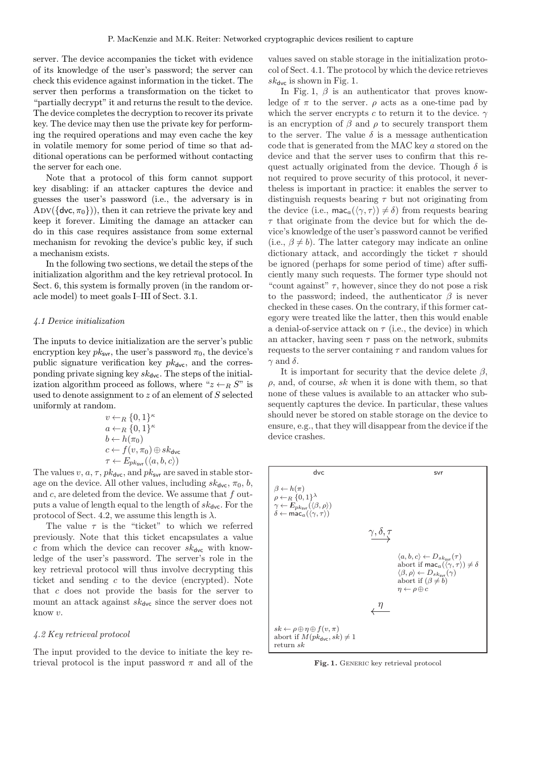server. The device accompanies the ticket with evidence of its knowledge of the user's password; the server can check this evidence against information in the ticket. The server then performs a transformation on the ticket to "partially decrypt" it and returns the result to the device. The device completes the decryption to recover its private key. The device may then use the private key for performing the required operations and may even cache the key in volatile memory for some period of time so that additional operations can be performed without contacting the server for each one.

Note that a protocol of this form cannot support key disabling: if an attacker captures the device and guesses the user's password (i.e., the adversary is in $\mathrm{ADV}(\{\mathsf{dvc}, \pi_0\})$), then it can retrieve the private key and keep it forever. Limiting the damage an attacker can do in this case requires assistance from some external mechanism for revoking the device's public key, if such a mechanism exists.

In the following two sections, we detail the steps of the initialization algorithm and the key retrieval protocol. In Sect. 6, this system is formally proven (in the random oracle model) to meet goals I–III of Sect. 3.1.

### *4.1 Device initialization*

The inputs to device initialization are the server's public encryption key $pk_{\mathsf{svr}}$, the user's password $\pi_0$, the device's public signature verification key $pk_{\mathsf{dvc}}$, and the corresponding private signing key $sk_{\mathsf{dvc}}$. The steps of the initialization algorithm proceed as follows, where "$z \leftarrow_R S$" is used to denote assignment to $z$ of an element of $S$ selected uniformly at random.

$$
\begin{aligned}
&v \leftarrow_R \{0,1\}^\kappa \\
&a \leftarrow_R \{0,1\}^\kappa \\
&b \leftarrow h(\pi_0) \\
&c \leftarrow f(v, \pi_0) \oplus sk_{\mathsf{dvc}} \\
&\tau \leftarrow E_{pk_{\mathsf{svr}}}(\langle a, b, c\rangle)
\end{aligned}
$$

The values $v$, $a$, $\tau$, $pk_{\mathsf{dvc}}$, and $pk_{\mathsf{svr}}$ are saved in stable storage on the device. All other values, including $sk_{\mathsf{dvc}}$, $\pi_0$, $b$, and $c$, are deleted from the device. We assume that $f$ outputs a value of length equal to the length of $sk_{\mathsf{dvc}}$. For the protocol of Sect. 4.2, we assume this length is $\lambda$.

The value $\tau$ is the "ticket" to which we referred previously. Note that this ticket encapsulates a value $c$ from which the device can recover $sk_{\mathsf{dvc}}$ with knowledge of the user's password. The server's role in the key retrieval protocol will thus involve decrypting this ticket and sending $c$ to the device (encrypted). Note that $c$ does not provide the basis for the server to mount an attack against $sk_{\mathsf{dvc}}$ since the server does not know $v$.

### *4.2 Key retrieval protocol*

The input provided to the device to initiate the key retrieval protocol is the input password $\pi$ and all of the values saved on stable storage in the initialization protocol of Sect. 4.1. The protocol by which the device retrieves $sk_{\mathsf{dvc}}$ is shown in Fig. 1.

In Fig. 1, $\beta$ is an authenticator that proves knowledge of $\pi$ to the server. $\rho$ acts as a one-time pad by which the server encrypts $c$ to return it to the device. $\gamma$ is an encryption of $\beta$ and $\rho$ to securely transport them to the server. The value $\delta$ is a message authentication code that is generated from the MAC key $a$ stored on the device and that the server uses to confirm that this request actually originated from the device. Though $\delta$ is not required to prove security of this protocol, it nevertheless is important in practice: it enables the server to distinguish requests bearing $\tau$ but not originating from the device (i.e., $\mathsf{mac}_a(\langle\gamma, \tau\rangle) \neq \delta$) from requests bearing $\tau$ that originate from the device but for which the device's knowledge of the user's password cannot be verified (i.e., $\beta \neq b$). The latter category may indicate an online dictionary attack, and accordingly the ticket $\tau$ should be ignored (perhaps for some period of time) after sufficiently many such requests. The former type should not "count against" $\tau$, however, since they do not pose a risk to the password; indeed, the authenticator $\beta$ is never checked in these cases. On the contrary, if this former category were treated like the latter, then this would enable a denial-of-service attack on $\tau$ (i.e., the device) in which an attacker, having seen $\tau$ pass on the network, submits requests to the server containing $\tau$ and random values for $\gamma$ and $\delta$.

It is important for security that the device delete $\beta$, $\rho$, and, of course, $sk$ when it is done with them, so that none of these values is available to an attacker who subsequently captures the device. In particular, these values should never be stored on stable storage on the device to ensure, e.g., that they will disappear from the device if the device crashes.

| dvc | | svr |
|---|---|---|
| $\beta \leftarrow h(\pi)$<br>$\rho \leftarrow_R \{0,1\}^\lambda$<br>$\gamma \leftarrow E_{pk_{\mathsf{svr}}}(\langle\beta, \rho\rangle)$<br>$\delta \leftarrow \mathsf{mac}_a(\langle\gamma, \tau\rangle)$ | | |
| | $\xrightarrow{\gamma, \delta, \tau}$ | |
| | | $\langle a, b, c\rangle \leftarrow D_{sk_{\mathsf{svr}}}(\tau)$<br>abort if $\mathsf{mac}_a(\langle\gamma, \tau\rangle) \neq \delta$<br>$\langle\beta, \rho\rangle \leftarrow D_{sk_{\mathsf{svr}}}(\gamma)$<br>abort if $(\beta \neq b)$<br>$\eta \leftarrow \rho \oplus c$ |
| | $\xleftarrow{\eta}$ | |
| $sk \leftarrow \rho \oplus \eta \oplus f(v, \pi)$<br>abort if $M(pk_{\mathsf{dvc}}, sk) \neq 1$<br>return $sk$ | | |

**Fig. 1.** GENERIC key retrieval protocol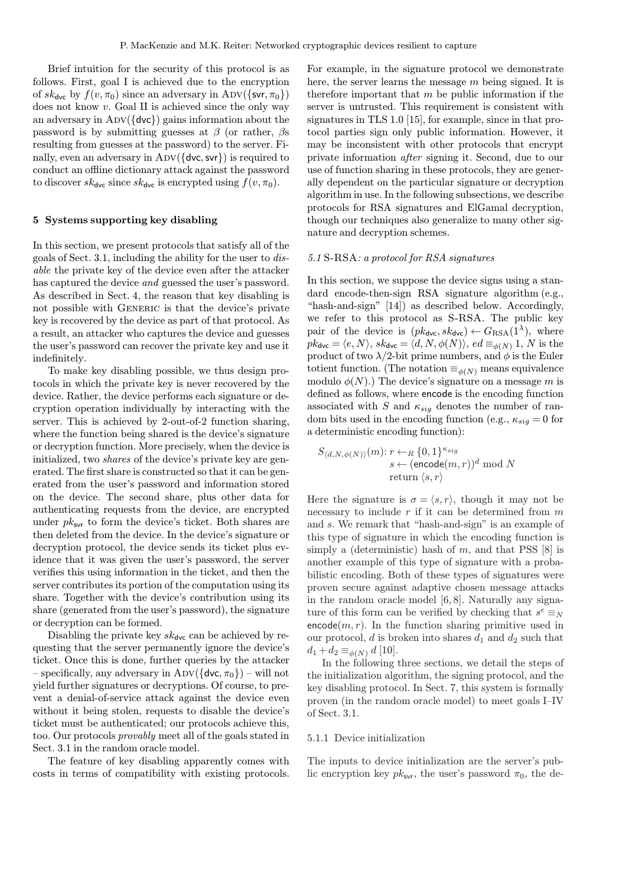Brief intuition for the security of this protocol is as follows. First, goal I is achieved due to the encryption of $sk_{\mathsf{dvc}}$ by $f(v, \pi_0)$ since an adversary in $\text{ADV}(\{\mathsf{svr}, \pi_0\})$ does not know $v$. Goal II is achieved since the only way an adversary in $\text{ADV}(\{\mathsf{dvc}\})$ gains information about the password is by submitting guesses at $\beta$ (or rather, $\beta$s resulting from guesses at the password) to the server. Finally, even an adversary in $\text{ADV}(\{\mathsf{dvc}, \mathsf{svr}\})$ is required to conduct an offline dictionary attack against the password to discover $sk_{\mathsf{dvc}}$ since $sk_{\mathsf{dvc}}$ is encrypted using $f(v, \pi_0)$.

## 5 Systems supporting key disabling

In this section, we present protocols that satisfy all of the goals of Sect. 3.1, including the ability for the user to *disable* the private key of the device even after the attacker has captured the device *and* guessed the user's password. As described in Sect. 4, the reason that key disabling is not possible with GENERIC is that the device's private key is recovered by the device as part of that protocol. As a result, an attacker who captures the device and guesses the user's password can recover the private key and use it indefinitely.

To make key disabling possible, we thus design protocols in which the private key is never recovered by the device. Rather, the device performs each signature or decryption operation individually by interacting with the server. This is achieved by 2-out-of-2 function sharing, where the function being shared is the device's signature or decryption function. More precisely, when the device is initialized, two *shares* of the device's private key are generated. The first share is constructed so that it can be generated from the user's password and information stored on the device. The second share, plus other data for authenticating requests from the device, are encrypted under $pk_{\mathsf{svr}}$ to form the device's ticket. Both shares are then deleted from the device. In the device's signature or decryption protocol, the device sends its ticket plus evidence that it was given the user's password, the server verifies this using information in the ticket, and then the server contributes its portion of the computation using its share. Together with the device's contribution using its share (generated from the user's password), the signature or decryption can be formed.

Disabling the private key $sk_{\mathsf{dvc}}$ can be achieved by requesting that the server permanently ignore the device's ticket. Once this is done, further queries by the attacker – specifically, any adversary in $\text{ADV}(\{\mathsf{dvc}, \pi_0\})$ – will not yield further signatures or decryptions. Of course, to prevent a denial-of-service attack against the device even without it being stolen, requests to disable the device's ticket must be authenticated; our protocols achieve this, too. Our protocols *provably* meet all of the goals stated in Sect. 3.1 in the random oracle model.

The feature of key disabling apparently comes with costs in terms of compatibility with existing protocols. For example, in the signature protocol we demonstrate here, the server learns the message $m$ being signed. It is therefore important that $m$ be public information if the server is untrusted. This requirement is consistent with signatures in TLS 1.0 [15], for example, since in that protocol parties sign only public information. However, it may be inconsistent with other protocols that encrypt private information *after* signing it. Second, due to our use of function sharing in these protocols, they are generally dependent on the particular signature or decryption algorithm in use. In the following subsections, we describe protocols for RSA signatures and ElGamal decryption, though our techniques also generalize to many other signature and decryption schemes.

### 5.1 S-RSA: a protocol for RSA signatures

In this section, we suppose the device signs using a standard encode-then-sign RSA signature algorithm (e.g., "hash-and-sign" [14]) as described below. Accordingly, we refer to this protocol as S-RSA. The public key pair of the device is $(pk_{\mathsf{dvc}}, sk_{\mathsf{dvc}}) \leftarrow G_{\text{RSA}}(1^\lambda)$, where $pk_{\mathsf{dvc}} = \langle e, N \rangle$, $sk_{\mathsf{dvc}} = \langle d, N, \phi(N) \rangle$, $ed \equiv_{\phi(N)} 1$, $N$ is the product of two $\lambda/2$-bit prime numbers, and $\phi$ is the Euler totient function. (The notation $\equiv_{\phi(N)}$ means equivalence modulo $\phi(N)$.) The device's signature on a message $m$ is defined as follows, where $\mathsf{encode}$ is the encoding function associated with $S$ and $\kappa_{sig}$ denotes the number of random bits used in the encoding function (e.g., $\kappa_{sig} = 0$ for a deterministic encoding function):

$$
\begin{aligned}
S_{\langle d, N, \phi(N) \rangle}(m){:}\ & r \leftarrow_R \{0,1\}^{\kappa_{sig}} \\
& s \leftarrow (\mathsf{encode}(m, r))^d \bmod N \\
& \text{return } \langle s, r \rangle
\end{aligned}
$$

Here the signature is $\sigma = \langle s, r \rangle$, though it may not be necessary to include $r$ if it can be determined from $m$ and $s$. We remark that "hash-and-sign" is an example of this type of signature in which the encoding function is simply a (deterministic) hash of $m$, and that PSS [8] is another example of this type of signature with a probabilistic encoding. Both of these types of signatures were proven secure against adaptive chosen message attacks in the random oracle model [6, 8]. Naturally any signature of this form can be verified by checking that $s^e \equiv_N \mathsf{encode}(m, r)$. In the function sharing primitive used in our protocol, $d$ is broken into shares $d_1$ and $d_2$ such that $d_1 + d_2 \equiv_{\phi(N)} d$ [10].

In the following three sections, we detail the steps of the initialization algorithm, the signing protocol, and the key disabling protocol. In Sect. 7, this system is formally proven (in the random oracle model) to meet goals I–IV of Sect. 3.1.

#### 5.1.1 Device initialization

The inputs to device initialization are the server's public encryption key $pk_{\mathsf{svr}}$, the user's password $\pi_0$, the de-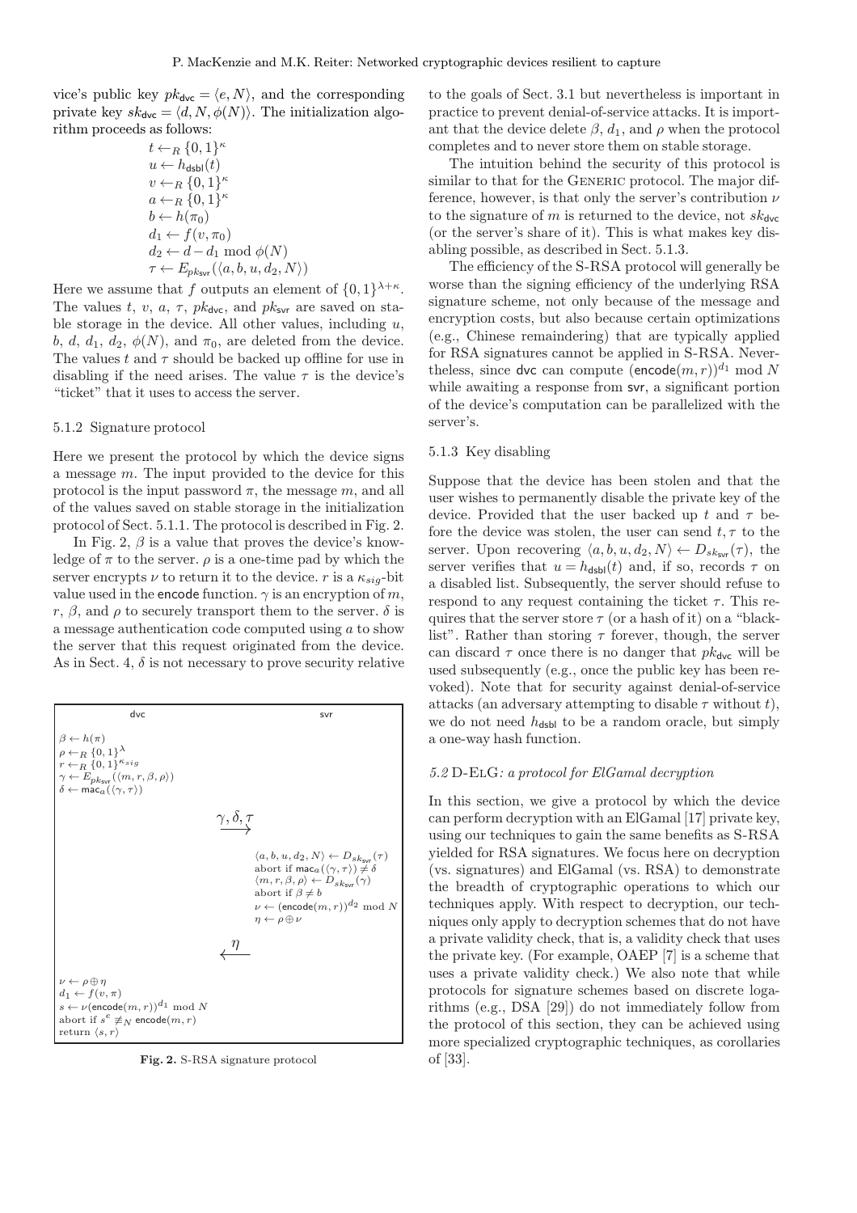vice's public key $pk_{\mathsf{dvc}} = \langle e, N\rangle$, and the corresponding private key $sk_{\mathsf{dvc}} = \langle d, N, \phi(N)\rangle$. The initialization algorithm proceeds as follows:

$$
\begin{aligned}
& t \leftarrow_R \{0,1\}^{\kappa} \\
& u \leftarrow h_{\mathsf{dsbl}}(t) \\
& v \leftarrow_R \{0,1\}^{\kappa} \\
& a \leftarrow_R \{0,1\}^{\kappa} \\
& b \leftarrow h(\pi_0) \\
& d_1 \leftarrow f(v, \pi_0) \\
& d_2 \leftarrow d - d_1 \bmod \phi(N) \\
& \tau \leftarrow E_{pk_{\mathsf{svr}}}(\langle a, b, u, d_2, N\rangle)
\end{aligned}
$$

Here we assume that $f$ outputs an element of $\{0,1\}^{\lambda+\kappa}$. The values $t$, $v$, $a$, $\tau$, $pk_{\mathsf{dvc}}$, and $pk_{\mathsf{svr}}$ are saved on stable storage in the device. All other values, including $u$, $b$, $d$, $d_1$, $d_2$, $\phi(N)$, and $\pi_0$, are deleted from the device. The values $t$ and $\tau$ should be backed up offline for use in disabling if the need arises. The value $\tau$ is the device's "ticket" that it uses to access the server.

#### 5.1.2 Signature protocol

Here we present the protocol by which the device signs a message $m$. The input provided to the device for this protocol is the input password $\pi$, the message $m$, and all of the values saved on stable storage in the initialization protocol of Sect. 5.1.1. The protocol is described in Fig. 2.

In Fig. 2, $\beta$ is a value that proves the device's knowledge of $\pi$ to the server. $\rho$ is a one-time pad by which the server encrypts $\nu$ to return it to the device. $r$ is a $\kappa_{sig}$-bit value used in the encode function. $\gamma$ is an encryption of $m$, $r$, $\beta$, and $\rho$ to securely transport them to the server. $\delta$ is a message authentication code computed using $a$ to show the server that this request originated from the device. As in Sect. 4, $\delta$ is not necessary to prove security relative to the goals of Sect. 3.1 but nevertheless is important in practice to prevent denial-of-service attacks. It is important that the device delete $\beta$, $d_1$, and $\rho$ when the protocol completes and to never store them on stable storage.

**dvc:**

$$
\begin{aligned}
& \beta \leftarrow h(\pi) \\
& \rho \leftarrow_R \{0,1\}^{\lambda} \\
& r \leftarrow_R \{0,1\}^{\kappa_{sig}} \\
& \gamma \leftarrow E_{pk_{\mathsf{svr}}}(\langle m, r, \beta, \rho\rangle) \\
& \delta \leftarrow \mathsf{mac}_a(\langle \gamma, \tau\rangle)
\end{aligned}
$$

dvc $\xrightarrow{\gamma, \delta, \tau}$ svr

**svr:**

$$
\begin{aligned}
& \langle a, b, u, d_2, N\rangle \leftarrow D_{sk_{\mathsf{svr}}}(\tau) \\
& \text{abort if } \mathsf{mac}_a(\langle \gamma, \tau\rangle) \neq \delta \\
& \langle m, r, \beta, \rho\rangle \leftarrow D_{sk_{\mathsf{svr}}}(\gamma) \\
& \text{abort if } \beta \neq b \\
& \nu \leftarrow (\mathsf{encode}(m, r))^{d_2} \bmod N \\
& \eta \leftarrow \rho \oplus \nu
\end{aligned}
$$

dvc $\xleftarrow{\eta}$ svr

**dvc:**

$$
\begin{aligned}
& \nu \leftarrow \rho \oplus \eta \\
& d_1 \leftarrow f(v, \pi) \\
& s \leftarrow \nu(\mathsf{encode}(m, r))^{d_1} \bmod N \\
& \text{abort if } s^e \not\equiv_N \mathsf{encode}(m, r) \\
& \text{return } \langle s, r\rangle
\end{aligned}
$$

**Fig. 2.** S-RSA signature protocol

The intuition behind the security of this protocol is similar to that for the Generic protocol. The major difference, however, is that only the server's contribution $\nu$ to the signature of $m$ is returned to the device, not $sk_{\mathsf{dvc}}$ (or the server's share of it). This is what makes key disabling possible, as described in Sect. 5.1.3.

The efficiency of the S-RSA protocol will generally be worse than the signing efficiency of the underlying RSA signature scheme, not only because of the message and encryption costs, but also because certain optimizations (e.g., Chinese remaindering) that are typically applied for RSA signatures cannot be applied in S-RSA. Nevertheless, since dvc can compute $(\mathsf{encode}(m, r))^{d_1} \bmod N$ while awaiting a response from svr, a significant portion of the device's computation can be parallelized with the server's.

#### 5.1.3 Key disabling

Suppose that the device has been stolen and that the user wishes to permanently disable the private key of the device. Provided that the user backed up $t$ and $\tau$ before the device was stolen, the user can send $t, \tau$ to the server. Upon recovering $\langle a, b, u, d_2, N\rangle \leftarrow D_{sk_{\mathsf{svr}}}(\tau)$, the server verifies that $u = h_{\mathsf{dsbl}}(t)$ and, if so, records $\tau$ on a disabled list. Subsequently, the server should refuse to respond to any request containing the ticket $\tau$. This requires that the server store $\tau$ (or a hash of it) on a "blacklist". Rather than storing $\tau$ forever, though, the server can discard $\tau$ once there is no danger that $pk_{\mathsf{dvc}}$ will be used subsequently (e.g., once the public key has been revoked). Note that for security against denial-of-service attacks (an adversary attempting to disable $\tau$ without $t$), we do not need $h_{\mathsf{dsbl}}$ to be a random oracle, but simply a one-way hash function.

### 5.2 D-ElG: *a protocol for ElGamal decryption*

In this section, we give a protocol by which the device can perform decryption with an ElGamal [17] private key, using our techniques to gain the same benefits as S-RSA yielded for RSA signatures. We focus here on decryption (vs. signatures) and ElGamal (vs. RSA) to demonstrate the breadth of cryptographic operations to which our techniques apply. With respect to decryption, our techniques only apply to decryption schemes that do not have a private validity check, that is, a validity check that uses the private key. (For example, OAEP [7] is a scheme that uses a private validity check.) We also note that while protocols for signature schemes based on discrete logarithms (e.g., DSA [29]) do not immediately follow from the protocol of this section, they can be achieved using more specialized cryptographic techniques, as corollaries of [33].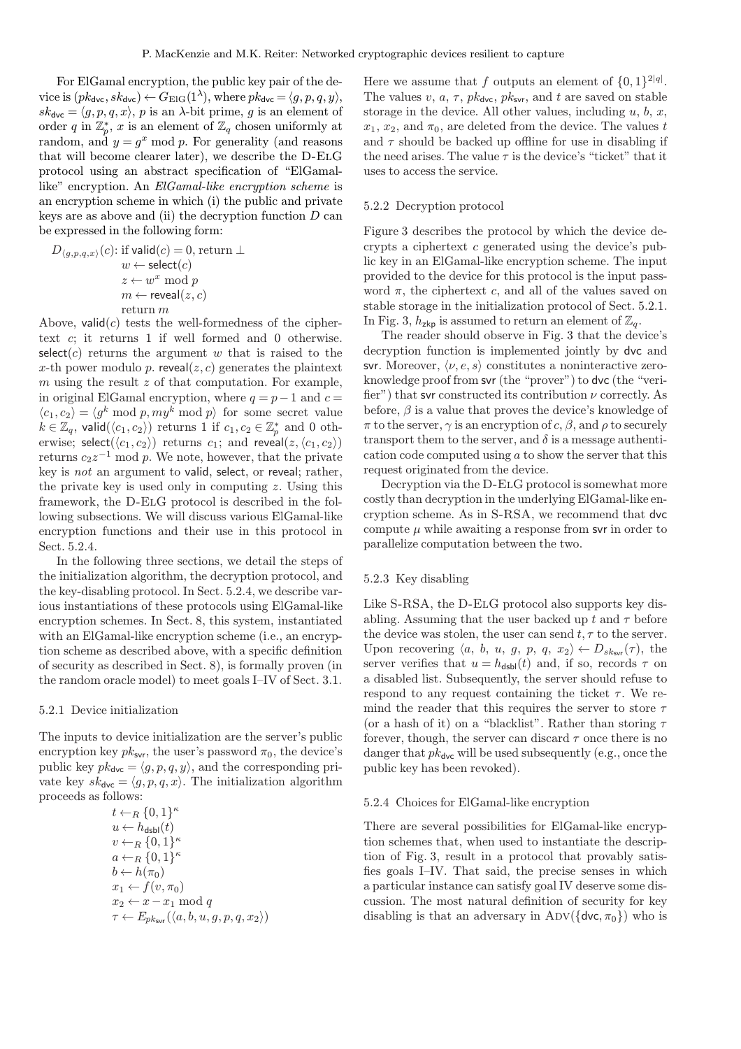For ElGamal encryption, the public key pair of the device is $(pk_{\mathsf{dvc}}, sk_{\mathsf{dvc}}) \leftarrow G_{\mathrm{ElG}}(1^\lambda)$, where $pk_{\mathsf{dvc}} = \langle g, p, q, y\rangle$, $sk_{\mathsf{dvc}} = \langle g, p, q, x\rangle$, $p$ is an $\lambda$-bit prime, $g$ is an element of order $q$ in $\mathbb{Z}_p^*$, $x$ is an element of $\mathbb{Z}_q$ chosen uniformly at random, and $y = g^x \bmod p$. For generality (and reasons that will become clearer later), we describe the D-ElG protocol using an abstract specification of "ElGamal-like" encryption. An *ElGamal-like encryption scheme* is an encryption scheme in which (i) the public and private keys are as above and (ii) the decryption function $D$ can be expressed in the following form:

$$
\begin{aligned}
D_{\langle g,p,q,x\rangle}(c)\text{: } & \text{if } \mathsf{valid}(c) = 0, \text{ return } \bot \\
& w \leftarrow \mathsf{select}(c) \\
& z \leftarrow w^x \bmod p \\
& m \leftarrow \mathsf{reveal}(z, c) \\
& \text{return } m
\end{aligned}
$$

Above, $\mathsf{valid}(c)$ tests the well-formedness of the ciphertext $c$; it returns 1 if well formed and 0 otherwise. $\mathsf{select}(c)$ returns the argument $w$ that is raised to the $x$-th power modulo $p$. $\mathsf{reveal}(z, c)$ generates the plaintext $m$ using the result $z$ of that computation. For example, in original ElGamal encryption, where $q = p - 1$ and $c = \langle c_1, c_2\rangle = \langle g^k \bmod p, my^k \bmod p\rangle$ for some secret value $k \in \mathbb{Z}_q$, $\mathsf{valid}(\langle c_1, c_2\rangle)$ returns 1 if $c_1, c_2 \in \mathbb{Z}_p^*$ and 0 otherwise; $\mathsf{select}(\langle c_1, c_2\rangle)$ returns $c_1$; and $\mathsf{reveal}(z, \langle c_1, c_2\rangle)$ returns $c_2 z^{-1} \bmod p$. We note, however, that the private key is *not* an argument to $\mathsf{valid}$, $\mathsf{select}$, or $\mathsf{reveal}$; rather, the private key is used only in computing $z$. Using this framework, the D-ElG protocol is described in the following subsections. We will discuss various ElGamal-like encryption functions and their use in this protocol in Sect. 5.2.4.

In the following three sections, we detail the steps of the initialization algorithm, the decryption protocol, and the key-disabling protocol. In Sect. 5.2.4, we describe various instantiations of these protocols using ElGamal-like encryption schemes. In Sect. 8, this system, instantiated with an ElGamal-like encryption scheme (i.e., an encryption scheme as described above, with a specific definition of security as described in Sect. 8), is formally proven (in the random oracle model) to meet goals I–IV of Sect. 3.1.

### 5.2.1 Device initialization

The inputs to device initialization are the server's public encryption key $pk_{\mathsf{svr}}$, the user's password $\pi_0$, the device's public key $pk_{\mathsf{dvc}} = \langle g, p, q, y\rangle$, and the corresponding private key $sk_{\mathsf{dvc}} = \langle g, p, q, x\rangle$. The initialization algorithm proceeds as follows:

$$
\begin{aligned}
& t \leftarrow_R \{0,1\}^\kappa \\
& u \leftarrow h_{\mathsf{dsbl}}(t) \\
& v \leftarrow_R \{0,1\}^\kappa \\
& a \leftarrow_R \{0,1\}^\kappa \\
& b \leftarrow h(\pi_0) \\
& x_1 \leftarrow f(v, \pi_0) \\
& x_2 \leftarrow x - x_1 \bmod q \\
& \tau \leftarrow E_{pk_{\mathsf{svr}}}(\langle a, b, u, g, p, q, x_2\rangle)
\end{aligned}
$$

Here we assume that $f$ outputs an element of $\{0,1\}^{2|q|}$. The values $v$, $a$, $\tau$, $pk_{\mathsf{dvc}}$, $pk_{\mathsf{svr}}$, and $t$ are saved on stable storage in the device. All other values, including $u$, $b$, $x$, $x_1$, $x_2$, and $\pi_0$, are deleted from the device. The values $t$ and $\tau$ should be backed up offline for use in disabling if the need arises. The value $\tau$ is the device's "ticket" that it uses to access the service.

### 5.2.2 Decryption protocol

Figure 3 describes the protocol by which the device decrypts a ciphertext $c$ generated using the device's public key in an ElGamal-like encryption scheme. The input provided to the device for this protocol is the input password $\pi$, the ciphertext $c$, and all of the values saved on stable storage in the initialization protocol of Sect. 5.2.1. In Fig. 3, $h_{\mathsf{zkp}}$ is assumed to return an element of $\mathbb{Z}_q$.

The reader should observe in Fig. 3 that the device's decryption function is implemented jointly by $\mathsf{dvc}$ and $\mathsf{svr}$. Moreover, $\langle \nu, e, s\rangle$ constitutes a noninteractive zero-knowledge proof from $\mathsf{svr}$ (the "prover") to $\mathsf{dvc}$ (the "verifier") that $\mathsf{svr}$ constructed its contribution $\nu$ correctly. As before, $\beta$ is a value that proves the device's knowledge of $\pi$ to the server, $\gamma$ is an encryption of $c$, $\beta$, and $\rho$ to securely transport them to the server, and $\delta$ is a message authentication code computed using $a$ to show the server that this request originated from the device.

Decryption via the D-ElG protocol is somewhat more costly than decryption in the underlying ElGamal-like encryption scheme. As in S-RSA, we recommend that $\mathsf{dvc}$ compute $\mu$ while awaiting a response from $\mathsf{svr}$ in order to parallelize computation between the two.

### 5.2.3 Key disabling

Like S-RSA, the D-ElG protocol also supports key disabling. Assuming that the user backed up $t$ and $\tau$ before the device was stolen, the user can send $t, \tau$ to the server. Upon recovering $\langle a, b, u, g, p, q, x_2\rangle \leftarrow D_{sk_{\mathsf{svr}}}(\tau)$, the server verifies that $u = h_{\mathsf{dsbl}}(t)$ and, if so, records $\tau$ on a disabled list. Subsequently, the server should refuse to respond to any request containing the ticket $\tau$. We remind the reader that this requires the server to store $\tau$ (or a hash of it) on a "blacklist". Rather than storing $\tau$ forever, though, the server can discard $\tau$ once there is no danger that $pk_{\mathsf{dvc}}$ will be used subsequently (e.g., once the public key has been revoked).

### 5.2.4 Choices for ElGamal-like encryption

There are several possibilities for ElGamal-like encryption schemes that, when used to instantiate the description of Fig. 3, result in a protocol that provably satisfies goals I–IV. That said, the precise senses in which a particular instance can satisfy goal IV deserve some discussion. The most natural definition of security for key disabling is that an adversary in $\mathrm{Adv}(\{\mathsf{dvc}, \pi_0\})$ who is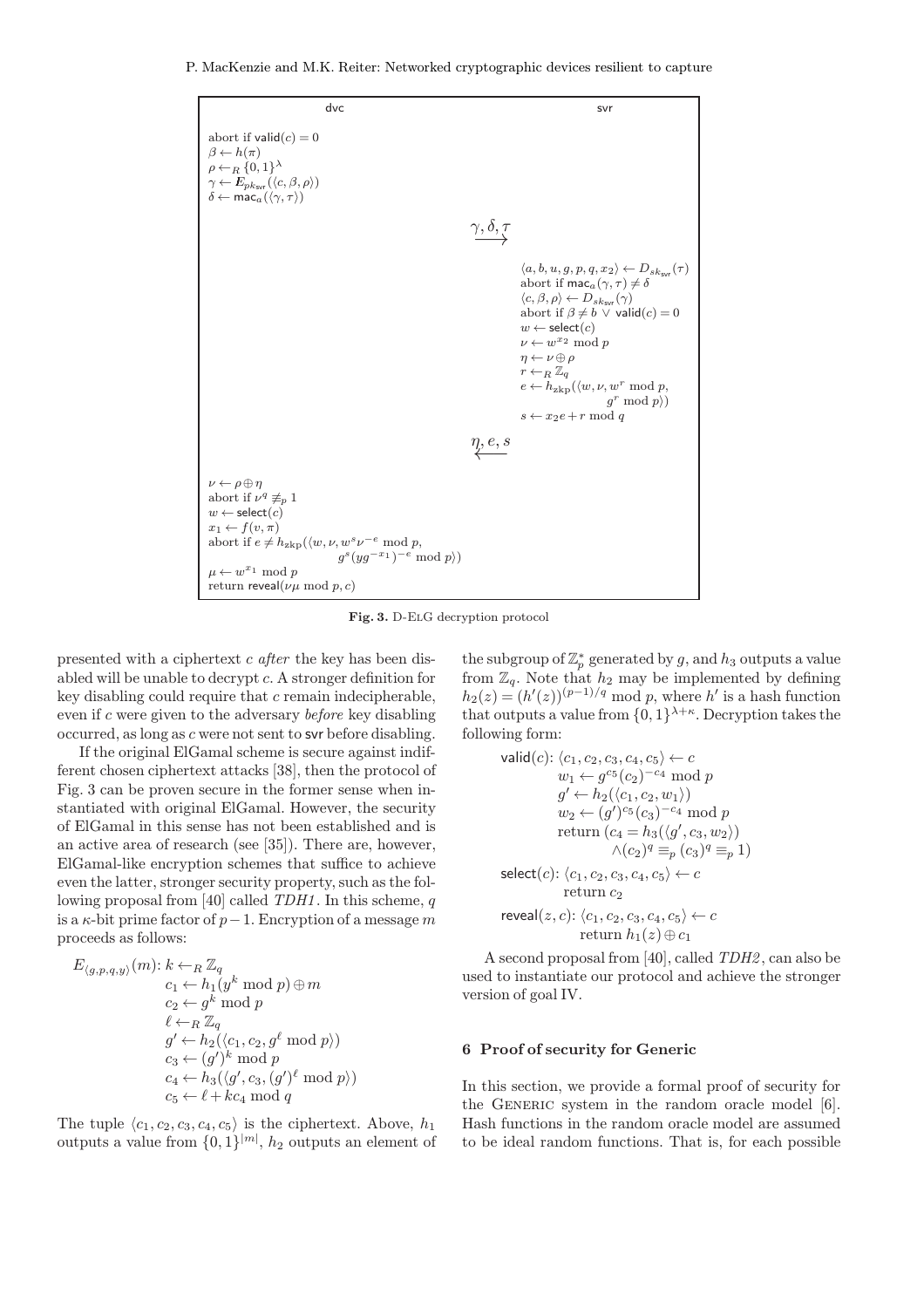| dvc | | svr |
|---|---|---|
| abort if $\mathsf{valid}(c) = 0$<br>$\beta \leftarrow h(\pi)$<br>$\rho \leftarrow_R \{0,1\}^\lambda$<br>$\gamma \leftarrow E_{pk_{\mathsf{svr}}}(\langle c, \beta, \rho \rangle)$<br>$\delta \leftarrow \mathsf{mac}_a(\langle \gamma, \tau \rangle)$ | | |
| | $\xrightarrow{\gamma, \delta, \tau}$ | |
| | | $\langle a, b, u, g, p, q, x_2 \rangle \leftarrow D_{sk_{\mathsf{svr}}}(\tau)$<br>abort if $\mathsf{mac}_a(\gamma, \tau) \neq \delta$<br>$\langle c, \beta, \rho \rangle \leftarrow D_{sk_{\mathsf{svr}}}(\gamma)$<br>abort if $\beta \neq b \vee \mathsf{valid}(c) = 0$<br>$w \leftarrow \mathsf{select}(c)$<br>$\nu \leftarrow w^{x_2} \bmod p$<br>$\eta \leftarrow \nu \oplus \rho$<br>$r \leftarrow_R \mathbb{Z}_q$<br>$e \leftarrow h_{\mathrm{zkp}}(\langle w, \nu, w^r \bmod p, g^r \bmod p \rangle)$<br>$s \leftarrow x_2 e + r \bmod q$ |
| | $\xleftarrow{\eta, e, s}$ | |
| $\nu \leftarrow \rho \oplus \eta$<br>abort if $\nu^q \not\equiv_p 1$<br>$w \leftarrow \mathsf{select}(c)$<br>$x_1 \leftarrow f(v, \pi)$<br>abort if $e \neq h_{\mathrm{zkp}}(\langle w, \nu, w^s \nu^{-e} \bmod p, g^s (y g^{-x_1})^{-e} \bmod p \rangle)$<br>$\mu \leftarrow w^{x_1} \bmod p$<br>return $\mathsf{reveal}(\nu\mu \bmod p, c)$ | | |

**Fig. 3.** D-ElG decryption protocol

presented with a ciphertext $c$ *after* the key has been disabled will be unable to decrypt $c$. A stronger definition for key disabling could require that $c$ remain indecipherable, even if $c$ were given to the adversary *before* key disabling occurred, as long as $c$ were not sent to svr before disabling.

If the original ElGamal scheme is secure against indifferent chosen ciphertext attacks [38], then the protocol of Fig. 3 can be proven secure in the former sense when instantiated with original ElGamal. However, the security of ElGamal in this sense has not been established and is an active area of research (see [35]). There are, however, ElGamal-like encryption schemes that suffice to achieve even the latter, stronger security property, such as the following proposal from [40] called *TDH1*. In this scheme, $q$ is a $\kappa$-bit prime factor of $p-1$. Encryption of a message $m$ proceeds as follows:

$$
\begin{aligned}
E_{\langle g,p,q,y \rangle}(m)\colon & k \leftarrow_R \mathbb{Z}_q \\
& c_1 \leftarrow h_1(y^k \bmod p) \oplus m \\
& c_2 \leftarrow g^k \bmod p \\
& \ell \leftarrow_R \mathbb{Z}_q \\
& g' \leftarrow h_2(\langle c_1, c_2, g^\ell \bmod p \rangle) \\
& c_3 \leftarrow (g')^k \bmod p \\
& c_4 \leftarrow h_3(\langle g', c_3, (g')^\ell \bmod p \rangle) \\
& c_5 \leftarrow \ell + k c_4 \bmod q
\end{aligned}
$$

The tuple $\langle c_1, c_2, c_3, c_4, c_5 \rangle$ is the ciphertext. Above, $h_1$ outputs a value from $\{0,1\}^{|m|}$, $h_2$ outputs an element of the subgroup of $\mathbb{Z}_p^*$ generated by $g$, and $h_3$ outputs a value from $\mathbb{Z}_q$. Note that $h_2$ may be implemented by defining $h_2(z) = (h'(z))^{(p-1)/q} \bmod p$, where $h'$ is a hash function that outputs a value from $\{0,1\}^{\lambda+\kappa}$. Decryption takes the following form:

$$
\begin{aligned}
\mathsf{valid}(c)\colon & \langle c_1, c_2, c_3, c_4, c_5 \rangle \leftarrow c \\
& w_1 \leftarrow g^{c_5} (c_2)^{-c_4} \bmod p \\
& g' \leftarrow h_2(\langle c_1, c_2, w_1 \rangle) \\
& w_2 \leftarrow (g')^{c_5} (c_3)^{-c_4} \bmod p \\
& \text{return } (c_4 = h_3(\langle g', c_3, w_2 \rangle) \\
& \qquad \wedge (c_2)^q \equiv_p (c_3)^q \equiv_p 1) \\
\mathsf{select}(c)\colon & \langle c_1, c_2, c_3, c_4, c_5 \rangle \leftarrow c \\
& \text{return } c_2 \\
\mathsf{reveal}(z, c)\colon & \langle c_1, c_2, c_3, c_4, c_5 \rangle \leftarrow c \\
& \text{return } h_1(z) \oplus c_1
\end{aligned}
$$

A second proposal from [40], called *TDH2*, can also be used to instantiate our protocol and achieve the stronger version of goal IV.

## 6 Proof of security for Generic

In this section, we provide a formal proof of security for the Generic system in the random oracle model [6]. Hash functions in the random oracle model are assumed to be ideal random functions. That is, for each possible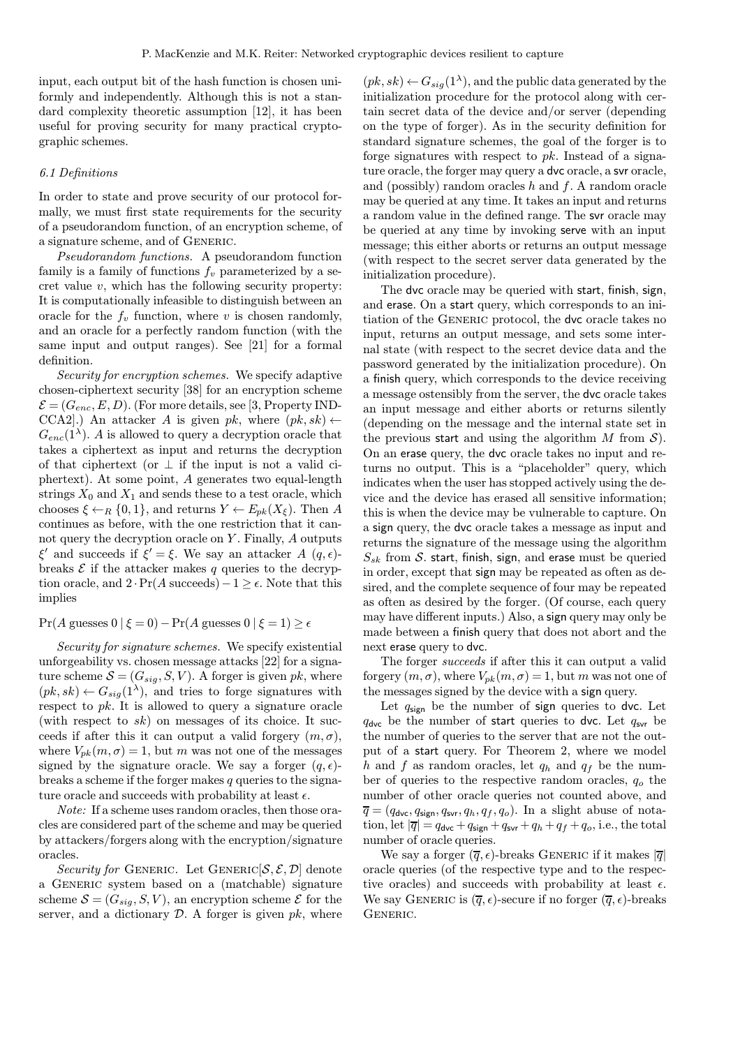input, each output bit of the hash function is chosen uniformly and independently. Although this is not a standard complexity theoretic assumption [12], it has been useful for proving security for many practical cryptographic schemes.

### 6.1 Definitions

In order to state and prove security of our protocol formally, we must first state requirements for the security of a pseudorandom function, of an encryption scheme, of a signature scheme, and of Generic.

*Pseudorandom functions.* A pseudorandom function family is a family of functions $f_v$ parameterized by a secret value $v$, which has the following security property: It is computationally infeasible to distinguish between an oracle for the $f_v$ function, where $v$ is chosen randomly, and an oracle for a perfectly random function (with the same input and output ranges). See [21] for a formal definition.

*Security for encryption schemes.* We specify adaptive chosen-ciphertext security [38] for an encryption scheme $\mathcal{E} = (G_{enc}, E, D)$. (For more details, see [3, Property IND-CCA2].) An attacker $A$ is given $pk$, where $(pk, sk) \leftarrow G_{enc}(1^\lambda)$. $A$ is allowed to query a decryption oracle that takes a ciphertext as input and returns the decryption of that ciphertext (or $\perp$ if the input is not a valid ciphertext). At some point, $A$ generates two equal-length strings $X_0$ and $X_1$ and sends these to a test oracle, which chooses $\xi \leftarrow_R \{0, 1\}$, and returns $Y \leftarrow E_{pk}(X_\xi)$. Then $A$ continues as before, with the one restriction that it cannot query the decryption oracle on $Y$. Finally, $A$ outputs $\xi'$ and succeeds if $\xi' = \xi$. We say an attacker $A$ $(q, \epsilon)$-breaks $\mathcal{E}$ if the attacker makes $q$ queries to the decryption oracle, and $2 \cdot \Pr(A \text{ succeeds}) - 1 \geq \epsilon$. Note that this implies

$$\Pr(A \text{ guesses } 0 \mid \xi = 0) - \Pr(A \text{ guesses } 0 \mid \xi = 1) \geq \epsilon$$

*Security for signature schemes.* We specify existential unforgeability vs. chosen message attacks [22] for a signature scheme $\mathcal{S} = (G_{sig}, S, V)$. A forger is given $pk$, where $(pk, sk) \leftarrow G_{sig}(1^\lambda)$, and tries to forge signatures with respect to $pk$. It is allowed to query a signature oracle (with respect to $sk$) on messages of its choice. It succeeds if after this it can output a valid forgery $(m, \sigma)$, where $V_{pk}(m, \sigma) = 1$, but $m$ was not one of the messages signed by the signature oracle. We say a forger $(q, \epsilon)$-breaks a scheme if the forger makes $q$ queries to the signature oracle and succeeds with probability at least $\epsilon$.

*Note:* If a scheme uses random oracles, then those oracles are considered part of the scheme and may be queried by attackers/forgers along with the encryption/signature oracles.

*Security for* Generic. Let Generic$[\mathcal{S}, \mathcal{E}, \mathcal{D}]$ denote a Generic system based on a (matchable) signature scheme $\mathcal{S} = (G_{sig}, S, V)$, an encryption scheme $\mathcal{E}$ for the server, and a dictionary $\mathcal{D}$. A forger is given $pk$, where $(pk, sk) \leftarrow G_{sig}(1^\lambda)$, and the public data generated by the initialization procedure for the protocol along with certain secret data of the device and/or server (depending on the type of forger). As in the security definition for standard signature schemes, the goal of the forger is to forge signatures with respect to $pk$. Instead of a signature oracle, the forger may query a dvc oracle, a svr oracle, and (possibly) random oracles $h$ and $f$. A random oracle may be queried at any time. It takes an input and returns a random value in the defined range. The svr oracle may be queried at any time by invoking serve with an input message; this either aborts or returns an output message (with respect to the secret server data generated by the initialization procedure).

The dvc oracle may be queried with start, finish, sign, and erase. On a start query, which corresponds to an initiation of the Generic protocol, the dvc oracle takes no input, returns an output message, and sets some internal state (with respect to the secret device data and the password generated by the initialization procedure). On a finish query, which corresponds to the device receiving a message ostensibly from the server, the dvc oracle takes an input message and either aborts or returns silently (depending on the message and the internal state set in the previous start and using the algorithm $M$ from $\mathcal{S}$). On an erase query, the dvc oracle takes no input and returns no output. This is a "placeholder" query, which indicates when the user has stopped actively using the device and the device has erased all sensitive information; this is when the device may be vulnerable to capture. On a sign query, the dvc oracle takes a message as input and returns the signature of the message using the algorithm $S_{sk}$ from $\mathcal{S}$. start, finish, sign, and erase must be queried in order, except that sign may be repeated as often as desired, and the complete sequence of four may be repeated as often as desired by the forger. (Of course, each query may have different inputs.) Also, a sign query may only be made between a finish query that does not abort and the next erase query to dvc.

The forger *succeeds* if after this it can output a valid forgery $(m, \sigma)$, where $V_{pk}(m, \sigma) = 1$, but $m$ was not one of the messages signed by the device with a sign query.

Let $q_{\mathsf{sign}}$ be the number of sign queries to dvc. Let $q_{\mathsf{dvc}}$ be the number of start queries to dvc. Let $q_{\mathsf{svr}}$ be the number of queries to the server that are not the output of a start query. For Theorem 2, where we model $h$ and $f$ as random oracles, let $q_h$ and $q_f$ be the number of queries to the respective random oracles, $q_o$ the number of other oracle queries not counted above, and $\overline{q} = (q_{\mathsf{dvc}}, q_{\mathsf{sign}}, q_{\mathsf{svr}}, q_h, q_f, q_o)$. In a slight abuse of notation, let $|\overline{q}| = q_{\mathsf{dvc}} + q_{\mathsf{sign}} + q_{\mathsf{svr}} + q_h + q_f + q_o$, i.e., the total number of oracle queries.

We say a forger $(\overline{q}, \epsilon)$-breaks Generic if it makes $|\overline{q}|$ oracle queries (of the respective type and to the respective oracles) and succeeds with probability at least $\epsilon$. We say Generic is $(\overline{q}, \epsilon)$-secure if no forger $(\overline{q}, \epsilon)$-breaks Generic.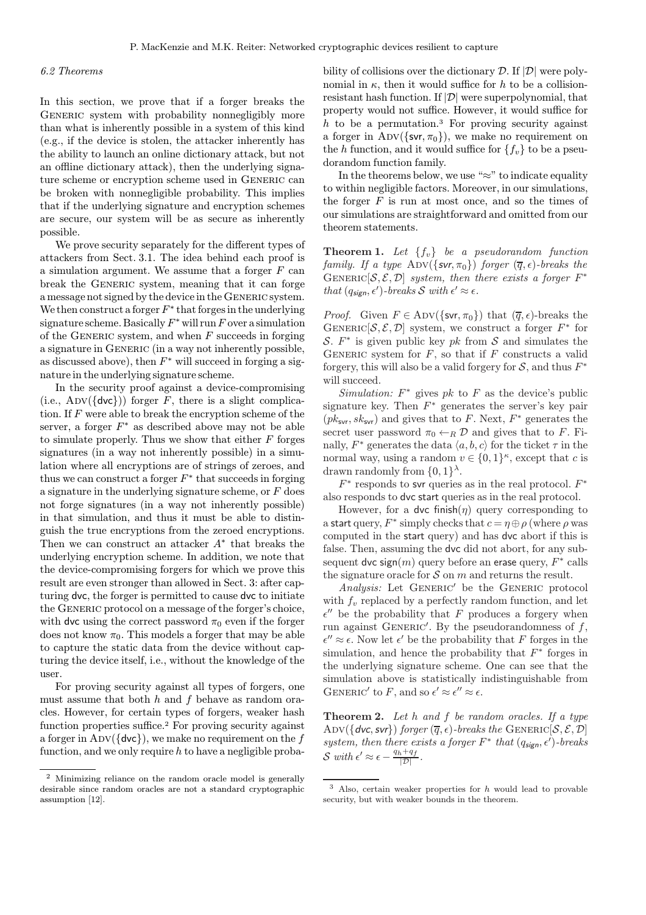### 6.2 Theorems

In this section, we prove that if a forger breaks the GENERIC system with probability nonnegligibly more than what is inherently possible in a system of this kind (e.g., if the device is stolen, the attacker inherently has the ability to launch an online dictionary attack, but not an offline dictionary attack), then the underlying signature scheme or encryption scheme used in GENERIC can be broken with nonnegligible probability. This implies that if the underlying signature and encryption schemes are secure, our system will be as secure as inherently possible.

We prove security separately for the different types of attackers from Sect. 3.1. The idea behind each proof is a simulation argument. We assume that a forger $F$ can break the GENERIC system, meaning that it can forge a message not signed by the device in the GENERIC system. We then construct a forger $F^*$ that forges in the underlying signature scheme. Basically $F^*$ will run $F$ over a simulation of the GENERIC system, and when $F$ succeeds in forging a signature in GENERIC (in a way not inherently possible, as discussed above), then $F^*$ will succeed in forging a signature in the underlying signature scheme.

In the security proof against a device-compromising (i.e., $\text{ADV}(\{\mathsf{dvc}\})$) forger $F$, there is a slight complication. If $F$ were able to break the encryption scheme of the server, a forger $F^*$ as described above may not be able to simulate properly. Thus we show that either $F$ forges signatures (in a way not inherently possible) in a simulation where all encryptions are of strings of zeroes, and thus we can construct a forger $F^*$ that succeeds in forging a signature in the underlying signature scheme, or $F$ does not forge signatures (in a way not inherently possible) in that simulation, and thus it must be able to distinguish the true encryptions from the zeroed encryptions. Then we can construct an attacker $A^*$ that breaks the underlying encryption scheme. In addition, we note that the device-compromising forgers for which we prove this result are even stronger than allowed in Sect. 3: after capturing $\mathsf{dvc}$, the forger is permitted to cause $\mathsf{dvc}$ to initiate the GENERIC protocol on a message of the forger's choice, with $\mathsf{dvc}$ using the correct password $\pi_0$ even if the forger does not know $\pi_0$. This models a forger that may be able to capture the static data from the device without capturing the device itself, i.e., without the knowledge of the user.

For proving security against all types of forgers, one must assume that both $h$ and $f$ behave as random oracles. However, for certain types of forgers, weaker hash function properties suffice.[2] For proving security against a forger in $\text{ADV}(\{\mathsf{dvc}\})$, we make no requirement on the $f$ function, and we only require $h$ to have a negligible probability of collisions over the dictionary $\mathcal{D}$. If $|\mathcal{D}|$ were polynomial in $\kappa$, then it would suffice for $h$ to be a collision-resistant hash function. If $|\mathcal{D}|$ were superpolynomial, that property would not suffice. However, it would suffice for $h$ to be a permutation.[3] For proving security against a forger in $\text{ADV}(\{\mathsf{svr}, \pi_0\})$, we make no requirement on the $h$ function, and it would suffice for $\{f_v\}$ to be a pseudorandom function family.

In the theorems below, we use "$\approx$" to indicate equality to within negligible factors. Moreover, in our simulations, the forger $F$ is run at most once, and so the times of our simulations are straightforward and omitted from our theorem statements.

**Theorem 1.** *Let $\{f_v\}$ be a pseudorandom function family. If a type $\text{ADV}(\{\mathsf{svr}, \pi_0\})$ forger $(\overline{q}, \epsilon)$-breaks the $\text{GENERIC}[\mathcal{S}, \mathcal{E}, \mathcal{D}]$ system, then there exists a forger $F^*$ that $(q_{\mathsf{sign}}, \epsilon')$-breaks $\mathcal{S}$ with $\epsilon' \approx \epsilon$.*

*Proof.* Given $F \in \text{ADV}(\{\mathsf{svr}, \pi_0\})$ that $(\overline{q}, \epsilon)$-breaks the $\text{GENERIC}[\mathcal{S}, \mathcal{E}, \mathcal{D}]$ system, we construct a forger $F^*$ for $\mathcal{S}$. $F^*$ is given public key $pk$ from $\mathcal{S}$ and simulates the GENERIC system for $F$, so that if $F$ constructs a valid forgery, this will also be a valid forgery for $\mathcal{S}$, and thus $F^*$ will succeed.

*Simulation:* $F^*$ gives $pk$ to $F$ as the device's public signature key. Then $F^*$ generates the server's key pair $(pk_{\mathsf{svr}}, sk_{\mathsf{svr}})$ and gives that to $F$. Next, $F^*$ generates the secret user password $\pi_0 \leftarrow_R \mathcal{D}$ and gives that to $F$. Finally, $F^*$ generates the data $\langle a, b, c\rangle$ for the ticket $\tau$ in the normal way, using a random $v \in \{0,1\}^\kappa$, except that $c$ is drawn randomly from $\{0,1\}^\lambda$.

$F^*$ responds to $\mathsf{svr}$ queries as in the real protocol. $F^*$ also responds to $\mathsf{dvc}$ $\mathsf{start}$ queries as in the real protocol.

However, for a $\mathsf{dvc}$ $\mathsf{finish}(\eta)$ query corresponding to a $\mathsf{start}$ query, $F^*$ simply checks that $c = \eta \oplus \rho$ (where $\rho$ was computed in the $\mathsf{start}$ query) and has $\mathsf{dvc}$ abort if this is false. Then, assuming the $\mathsf{dvc}$ did not abort, for any subsequent $\mathsf{dvc}$ $\mathsf{sign}(m)$ query before an $\mathsf{erase}$ query, $F^*$ calls the signature oracle for $\mathcal{S}$ on $m$ and returns the result.

*Analysis:* Let $\text{GENERIC}'$ be the GENERIC protocol with $f_v$ replaced by a perfectly random function, and let $\epsilon''$ be the probability that $F$ produces a forgery when run against $\text{GENERIC}'$. By the pseudorandomness of $f$, $\epsilon'' \approx \epsilon$. Now let $\epsilon'$ be the probability that $F$ forges in the simulation, and hence the probability that $F^*$ forges in the underlying signature scheme. One can see that the simulation above is statistically indistinguishable from $\text{GENERIC}'$ to $F$, and so $\epsilon' \approx \epsilon'' \approx \epsilon$.

**Theorem 2.** *Let $h$ and $f$ be random oracles. If a type $\text{ADV}(\{\mathsf{dvc}, \mathsf{svr}\})$ forger $(\overline{q}, \epsilon)$-breaks the $\text{GENERIC}[\mathcal{S}, \mathcal{E}, \mathcal{D}]$ system, then there exists a forger $F^*$ that $(q_{\mathsf{sign}}, \epsilon')$-breaks $\mathcal{S}$ with $\epsilon' \approx \epsilon - \frac{q_h + q_f}{|\mathcal{D}|}$.*

---

[2] Minimizing reliance on the random oracle model is generally desirable since random oracles are not a standard cryptographic assumption [12].

[3] Also, certain weaker properties for $h$ would lead to provable security, but with weaker bounds in the theorem.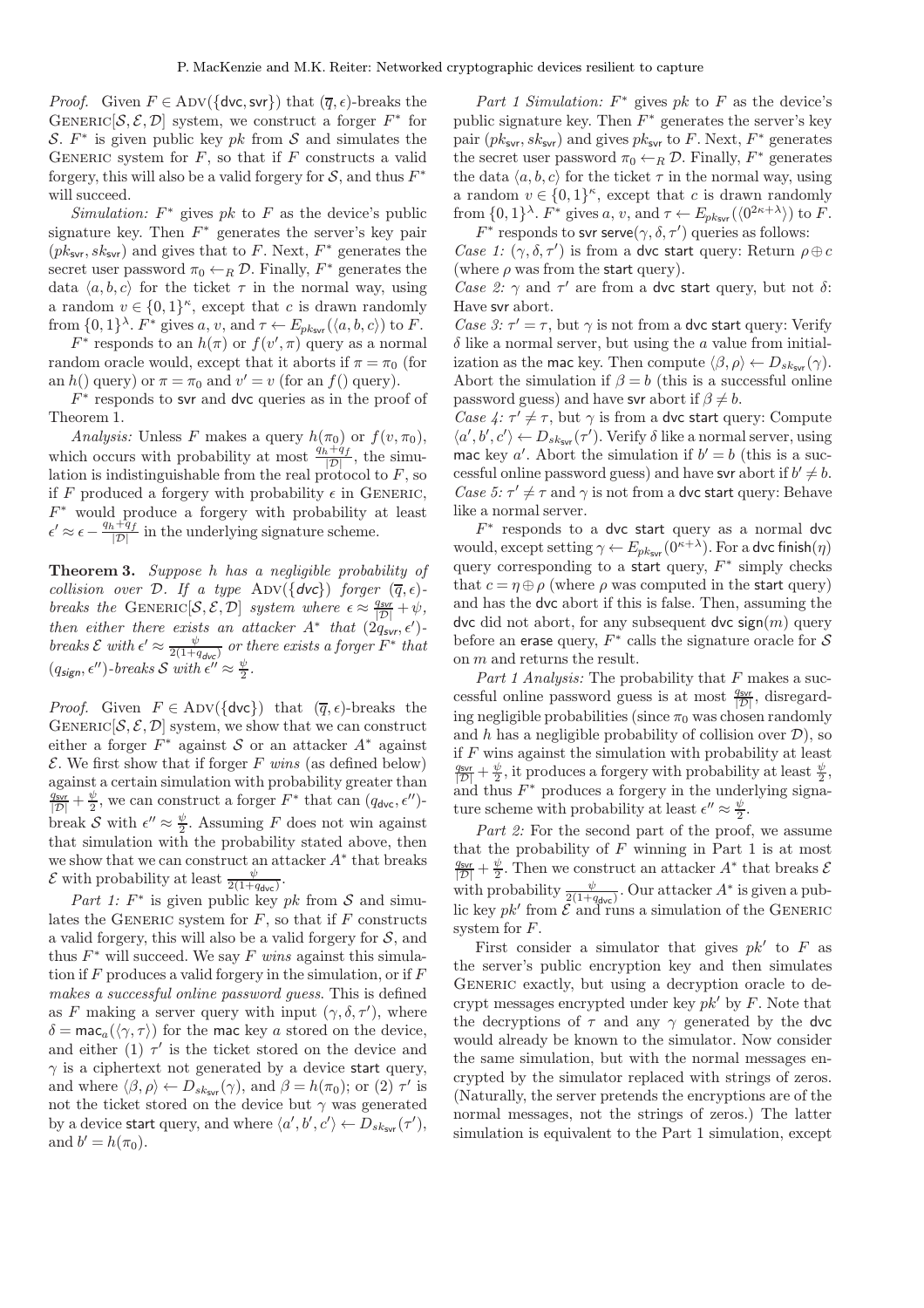*Proof.* Given $F \in \text{Adv}(\{\mathsf{dvc}, \mathsf{svr}\})$ that $(\overline{q}, \epsilon)$-breaks the $\text{Generic}[\mathcal{S}, \mathcal{E}, \mathcal{D}]$ system, we construct a forger $F^*$ for $\mathcal{S}$. $F^*$ is given public key $pk$ from $\mathcal{S}$ and simulates the Generic system for $F$, so that if $F$ constructs a valid forgery, this will also be a valid forgery for $\mathcal{S}$, and thus $F^*$ will succeed.

*Simulation:* $F^*$ gives $pk$ to $F$ as the device's public signature key. Then $F^*$ generates the server's key pair $(pk_{\mathsf{svr}}, sk_{\mathsf{svr}})$ and gives that to $F$. Next, $F^*$ generates the secret user password $\pi_0 \leftarrow_R \mathcal{D}$. Finally, $F^*$ generates the data $\langle a, b, c\rangle$ for the ticket $\tau$ in the normal way, using a random $v \in \{0,1\}^\kappa$, except that $c$ is drawn randomly from $\{0,1\}^\lambda$. $F^*$ gives $a$, $v$, and $\tau \leftarrow E_{pk_{\mathsf{svr}}}(\langle a, b, c\rangle)$ to $F$.

$F^*$ responds to an $h(\pi)$ or $f(v', \pi)$ query as a normal random oracle would, except that it aborts if $\pi = \pi_0$ (for an $h()$ query) or $\pi = \pi_0$ and $v' = v$ (for an $f()$ query).

$F^*$ responds to $\mathsf{svr}$ and $\mathsf{dvc}$ queries as in the proof of Theorem 1.

*Analysis:* Unless $F$ makes a query $h(\pi_0)$ or $f(v, \pi_0)$, which occurs with probability at most $\frac{q_h + q_f}{|\mathcal{D}|}$, the simulation is indistinguishable from the real protocol to $F$, so if $F$ produced a forgery with probability $\epsilon$ in Generic, $F^*$ would produce a forgery with probability at least $\epsilon' \approx \epsilon - \frac{q_h + q_f}{|\mathcal{D}|}$ in the underlying signature scheme.

**Theorem 3.** *Suppose $h$ has a negligible probability of collision over $\mathcal{D}$. If a type $\text{Adv}(\{\mathsf{dvc}\})$ forger $(\overline{q}, \epsilon)$-breaks the $\text{Generic}[\mathcal{S}, \mathcal{E}, \mathcal{D}]$ system where $\epsilon \approx \frac{q_{\mathsf{svr}}}{|\mathcal{D}|} + \psi$, then either there exists an attacker $A^*$ that $(2q_{\mathsf{svr}}, \epsilon')$-breaks $\mathcal{E}$ with $\epsilon' \approx \frac{\psi}{2(1+q_{\mathsf{dvc}})}$ or there exists a forger $F^*$ that $(q_{\mathsf{sign}}, \epsilon'')$-breaks $\mathcal{S}$ with $\epsilon'' \approx \frac{\psi}{2}$.*

*Proof.* Given $F \in \text{Adv}(\{\mathsf{dvc}\})$ that $(\overline{q}, \epsilon)$-breaks the $\text{Generic}[\mathcal{S}, \mathcal{E}, \mathcal{D}]$ system, we show that we can construct either a forger $F^*$ against $\mathcal{S}$ or an attacker $A^*$ against $\mathcal{E}$. We first show that if forger $F$ *wins* (as defined below) against a certain simulation with probability greater than $\frac{q_{\mathsf{svr}}}{|\mathcal{D}|} + \frac{\psi}{2}$, we can construct a forger $F^*$ that can $(q_{\mathsf{dvc}}, \epsilon'')$-break $\mathcal{S}$ with $\epsilon'' \approx \frac{\psi}{2}$. Assuming $F$ does not win against that simulation with the probability stated above, then we show that we can construct an attacker $A^*$ that breaks $\mathcal{E}$ with probability at least $\frac{\psi}{2(1+q_{\mathsf{dvc}})}$.

*Part 1:* $F^*$ is given public key $pk$ from $\mathcal{S}$ and simulates the Generic system for $F$, so that if $F$ constructs a valid forgery, this will also be a valid forgery for $\mathcal{S}$, and thus $F^*$ will succeed. We say $F$ *wins* against this simulation if $F$ produces a valid forgery in the simulation, or if $F$ *makes a successful online password guess*. This is defined as $F$ making a server query with input $(\gamma, \delta, \tau')$, where $\delta = \mathsf{mac}_a(\langle\gamma, \tau\rangle)$ for the $\mathsf{mac}$ key $a$ stored on the device, and either (1) $\tau'$ is the ticket stored on the device and $\gamma$ is a ciphertext not generated by a device $\mathsf{start}$ query, and where $\langle\beta, \rho\rangle \leftarrow D_{sk_{\mathsf{svr}}}(\gamma)$, and $\beta = h(\pi_0)$; or (2) $\tau'$ is not the ticket stored on the device but $\gamma$ was generated by a device $\mathsf{start}$ query, and where $\langle a', b', c'\rangle \leftarrow D_{sk_{\mathsf{svr}}}(\tau')$, and $b' = h(\pi_0)$.

*Part 1 Simulation:* $F^*$ gives $pk$ to $F$ as the device's public signature key. Then $F^*$ generates the server's key pair $(pk_{\mathsf{svr}}, sk_{\mathsf{svr}})$ and gives $pk_{\mathsf{svr}}$ to $F$. Next, $F^*$ generates the secret user password $\pi_0 \leftarrow_R \mathcal{D}$. Finally, $F^*$ generates the data $\langle a, b, c\rangle$ for the ticket $\tau$ in the normal way, using a random $v \in \{0,1\}^\kappa$, except that $c$ is drawn randomly from $\{0,1\}^\lambda$. $F^*$ gives $a$, $v$, and $\tau \leftarrow E_{pk_{\mathsf{svr}}}(\langle 0^{2\kappa+\lambda}\rangle)$ to $F$.

$F^*$ responds to $\mathsf{svr}$ $\mathsf{serve}(\gamma, \delta, \tau')$ queries as follows:

*Case 1:* $(\gamma, \delta, \tau')$ is from a $\mathsf{dvc}$ $\mathsf{start}$ query: Return $\rho \oplus c$ (where $\rho$ was from the $\mathsf{start}$ query).

*Case 2:* $\gamma$ and $\tau'$ are from a $\mathsf{dvc}$ $\mathsf{start}$ query, but not $\delta$: Have $\mathsf{svr}$ abort.

*Case 3:* $\tau' = \tau$, but $\gamma$ is not from a $\mathsf{dvc}$ $\mathsf{start}$ query: Verify $\delta$ like a normal server, but using the $a$ value from initialization as the $\mathsf{mac}$ key. Then compute $\langle\beta, \rho\rangle \leftarrow D_{sk_{\mathsf{svr}}}(\gamma)$. Abort the simulation if $\beta = b$ (this is a successful online password guess) and have $\mathsf{svr}$ abort if $\beta \neq b$.

*Case 4:* $\tau' \neq \tau$, but $\gamma$ is from a $\mathsf{dvc}$ $\mathsf{start}$ query: Compute $\langle a', b', c'\rangle \leftarrow D_{sk_{\mathsf{svr}}}(\tau')$. Verify $\delta$ like a normal server, using $\mathsf{mac}$ key $a'$. Abort the simulation if $b' = b$ (this is a successful online password guess) and have $\mathsf{svr}$ abort if $b' \neq b$.

*Case 5:* $\tau' \neq \tau$ and $\gamma$ is not from a $\mathsf{dvc}$ $\mathsf{start}$ query: Behave like a normal server.

$F^*$ responds to a $\mathsf{dvc}$ $\mathsf{start}$ query as a normal $\mathsf{dvc}$ would, except setting $\gamma \leftarrow E_{pk_{\mathsf{svr}}}(0^{\kappa+\lambda})$. For a $\mathsf{dvc}$ $\mathsf{finish}(\eta)$ query corresponding to a $\mathsf{start}$ query, $F^*$ simply checks that $c = \eta \oplus \rho$ (where $\rho$ was computed in the $\mathsf{start}$ query) and has the $\mathsf{dvc}$ abort if this is false. Then, assuming the $\mathsf{dvc}$ did not abort, for any subsequent $\mathsf{dvc}$ $\mathsf{sign}(m)$ query before an $\mathsf{erase}$ query, $F^*$ calls the signature oracle for $\mathcal{S}$ on $m$ and returns the result.

*Part 1 Analysis:* The probability that $F$ makes a successful online password guess is at most $\frac{q_{\mathsf{svr}}}{|\mathcal{D}|}$, disregarding negligible probabilities (since $\pi_0$ was chosen randomly and $h$ has a negligible probability of collision over $\mathcal{D}$), so if $F$ wins against the simulation with probability at least $\frac{q_{\mathsf{svr}}}{|\mathcal{D}|} + \frac{\psi}{2}$, it produces a forgery with probability at least $\frac{\psi}{2}$, and thus $F^*$ produces a forgery in the underlying signature scheme with probability at least $\epsilon'' \approx \frac{\psi}{2}$.

*Part 2:* For the second part of the proof, we assume that the probability of $F$ winning in Part 1 is at most $\frac{q_{\mathsf{svr}}}{|\mathcal{D}|} + \frac{\psi}{2}$. Then we construct an attacker $A^*$ that breaks $\mathcal{E}$ with probability $\frac{\psi}{2(1+q_{\mathsf{dvc}})}$. Our attacker $A^*$ is given a public key $pk'$ from $\mathcal{E}$ and runs a simulation of the Generic system for $F$.

First consider a simulator that gives $pk'$ to $F$ as the server's public encryption key and then simulates Generic exactly, but using a decryption oracle to decrypt messages encrypted under key $pk'$ by $F$. Note that the decryptions of $\tau$ and any $\gamma$ generated by the $\mathsf{dvc}$ would already be known to the simulator. Now consider the same simulation, but with the normal messages encrypted by the simulator replaced with strings of zeros. (Naturally, the server pretends the encryptions are of the normal messages, not the strings of zeros.) The latter simulation is equivalent to the Part 1 simulation, except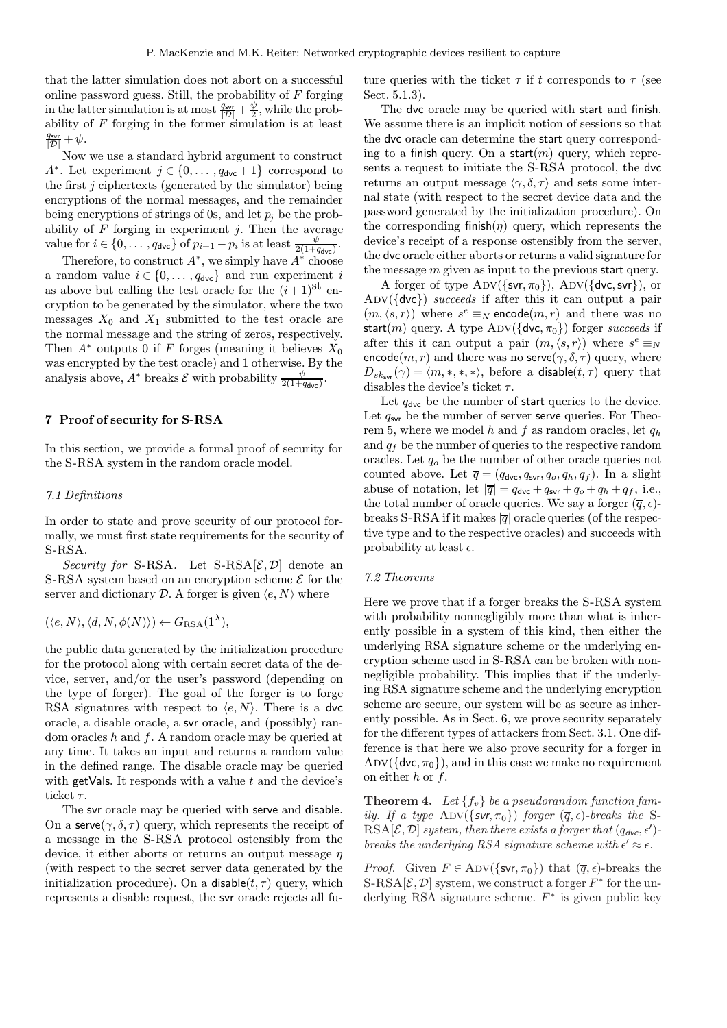that the latter simulation does not abort on a successful online password guess. Still, the probability of $F$ forging in the latter simulation is at most $\frac{q_{\mathsf{svr}}}{|\mathcal{D}|} + \frac{\psi}{2}$, while the probability of $F$ forging in the former simulation is at least $\frac{q_{\mathsf{svr}}}{|\mathcal{D}|} + \psi$.

Now we use a standard hybrid argument to construct $A^*$. Let experiment $j \in \{0, \ldots, q_{\mathsf{dvc}}+1\}$ correspond to the first $j$ ciphertexts (generated by the simulator) being encryptions of the normal messages, and the remainder being encryptions of strings of 0s, and let $p_j$ be the probability of $F$ forging in experiment $j$. Then the average value for $i \in \{0, \ldots, q_{\mathsf{dvc}}\}$ of $p_{i+1} - p_i$ is at least $\frac{\psi}{2(1+q_{\mathsf{dvc}})}$.

Therefore, to construct $A^*$, we simply have $A^*$ choose a random value $i \in \{0, \ldots, q_{\mathsf{dvc}}\}$ and run experiment $i$ as above but calling the test oracle for the $(i+1)^{\text{st}}$ encryption to be generated by the simulator, where the two messages $X_0$ and $X_1$ submitted to the test oracle are the normal message and the string of zeros, respectively. Then $A^*$ outputs 0 if $F$ forges (meaning it believes $X_0$ was encrypted by the test oracle) and 1 otherwise. By the analysis above, $A^*$ breaks $\mathcal{E}$ with probability $\frac{\psi}{2(1+q_{\mathsf{dvc}})}$.

## 7 Proof of security for S-RSA

In this section, we provide a formal proof of security for the S-RSA system in the random oracle model.

### 7.1 Definitions

In order to state and prove security of our protocol formally, we must first state requirements for the security of S-RSA.

*Security for* S-RSA. Let S-RSA$[\mathcal{E}, \mathcal{D}]$ denote an S-RSA system based on an encryption scheme $\mathcal{E}$ for the server and dictionary $\mathcal{D}$. A forger is given $\langle e, N\rangle$ where

$$(\langle e, N\rangle, \langle d, N, \phi(N)\rangle) \leftarrow G_{\text{RSA}}(1^\lambda),$$

the public data generated by the initialization procedure for the protocol along with certain secret data of the device, server, and/or the user's password (depending on the type of forger). The goal of the forger is to forge RSA signatures with respect to $\langle e, N\rangle$. There is a dvc oracle, a disable oracle, a svr oracle, and (possibly) random oracles $h$ and $f$. A random oracle may be queried at any time. It takes an input and returns a random value in the defined range. The disable oracle may be queried with getVals. It responds with a value $t$ and the device's ticket $\tau$.

The svr oracle may be queried with serve and disable. On a serve$(\gamma, \delta, \tau)$ query, which represents the receipt of a message in the S-RSA protocol ostensibly from the device, it either aborts or returns an output message $\eta$ (with respect to the secret server data generated by the initialization procedure). On a disable$(t, \tau)$ query, which represents a disable request, the svr oracle rejects all future queries with the ticket $\tau$ if $t$ corresponds to $\tau$ (see Sect. 5.1.3).

The dvc oracle may be queried with start and finish. We assume there is an implicit notion of sessions so that the dvc oracle can determine the start query corresponding to a finish query. On a start$(m)$ query, which represents a request to initiate the S-RSA protocol, the dvc returns an output message $\langle \gamma, \delta, \tau\rangle$ and sets some internal state (with respect to the secret device data and the password generated by the initialization procedure). On the corresponding finish$(\eta)$ query, which represents the device's receipt of a response ostensibly from the server, the dvc oracle either aborts or returns a valid signature for the message $m$ given as input to the previous start query.

A forger of type ADV$(\{\mathsf{svr}, \pi_0\})$, ADV$(\{\mathsf{dvc}, \mathsf{svr}\})$, or ADV$(\{\mathsf{dvc}\})$ *succeeds* if after this it can output a pair $(m, \langle s, r\rangle)$ where $s^e \equiv_N \mathsf{encode}(m, r)$ and there was no start$(m)$ query. A type ADV$(\{\mathsf{dvc}, \pi_0\})$ forger *succeeds* if after this it can output a pair $(m, \langle s, r\rangle)$ where $s^e \equiv_N \mathsf{encode}(m, r)$ and there was no serve$(\gamma, \delta, \tau)$ query, where $D_{sk_{\mathsf{svr}}}(\gamma) = \langle m, *, *, *\rangle$, before a disable$(t, \tau)$ query that disables the device's ticket $\tau$.

Let $q_{\mathsf{dvc}}$ be the number of start queries to the device. Let $q_{\mathsf{svr}}$ be the number of server serve queries. For Theorem 5, where we model $h$ and $f$ as random oracles, let $q_h$ and $q_f$ be the number of queries to the respective random oracles. Let $q_o$ be the number of other oracle queries not counted above. Let $\overline{q} = (q_{\mathsf{dvc}}, q_{\mathsf{svr}}, q_o, q_h, q_f)$. In a slight abuse of notation, let $|\overline{q}| = q_{\mathsf{dvc}} + q_{\mathsf{svr}} + q_o + q_h + q_f$, i.e., the total number of oracle queries. We say a forger $(\overline{q}, \epsilon)$-breaks S-RSA if it makes $|\overline{q}|$ oracle queries (of the respective type and to the respective oracles) and succeeds with probability at least $\epsilon$.

### 7.2 Theorems

Here we prove that if a forger breaks the S-RSA system with probability nonnegligibly more than what is inherently possible in a system of this kind, then either the underlying RSA signature scheme or the underlying encryption scheme used in S-RSA can be broken with nonnegligible probability. This implies that if the underlying RSA signature scheme and the underlying encryption scheme are secure, our system will be as secure as inherently possible. As in Sect. 6, we prove security separately for the different types of attackers from Sect. 3.1. One difference is that here we also prove security for a forger in ADV$(\{\mathsf{dvc}, \pi_0\})$, and in this case we make no requirement on either $h$ or $f$.

**Theorem 4.** *Let $\{f_v\}$ be a pseudorandom function family. If a type* ADV$(\{\mathsf{svr}, \pi_0\})$ *forger $(\overline{q}, \epsilon)$-breaks the* S-RSA$[\mathcal{E}, \mathcal{D}]$ *system, then there exists a forger that $(q_{\mathsf{dvc}}, \epsilon')$-breaks the underlying RSA signature scheme with $\epsilon' \approx \epsilon$.*

*Proof.* Given $F \in$ ADV$(\{\mathsf{svr}, \pi_0\})$ that $(\overline{q}, \epsilon)$-breaks the S-RSA$[\mathcal{E}, \mathcal{D}]$ system, we construct a forger $F^*$ for the underlying RSA signature scheme. $F^*$ is given public key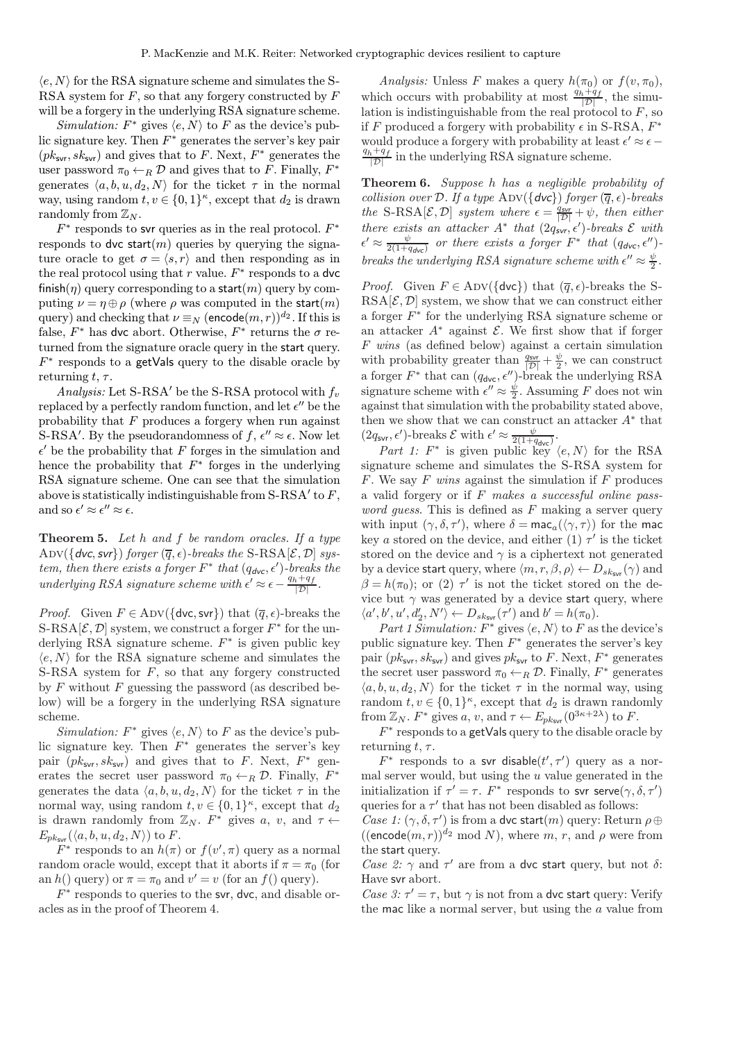$\langle e, N\rangle$ for the RSA signature scheme and simulates the S-RSA system for $F$, so that any forgery constructed by $F$ will be a forgery in the underlying RSA signature scheme.

*Simulation:* $F^*$ gives $\langle e, N\rangle$ to $F$ as the device's public signature key. Then $F^*$ generates the server's key pair $(pk_{\mathsf{svr}}, sk_{\mathsf{svr}})$ and gives that to $F$. Next, $F^*$ generates the user password $\pi_0 \leftarrow_R \mathcal{D}$ and gives that to $F$. Finally, $F^*$ generates $\langle a, b, u, d_2, N\rangle$ for the ticket $\tau$ in the normal way, using random $t, v \in \{0,1\}^\kappa$, except that $d_2$ is drawn randomly from $\mathbb{Z}_N$.

$F^*$ responds to $\mathsf{svr}$ queries as in the real protocol. $F^*$ responds to $\mathsf{dvc}$ $\mathsf{start}(m)$ queries by querying the signature oracle to get $\sigma = \langle s, r\rangle$ and then responding as in the real protocol using that $r$ value. $F^*$ responds to a $\mathsf{dvc}$ $\mathsf{finish}(\eta)$ query corresponding to a $\mathsf{start}(m)$ query by computing $\nu = \eta \oplus \rho$ (where $\rho$ was computed in the $\mathsf{start}(m)$ query) and checking that $\nu \equiv_N (\mathsf{encode}(m, r))^{d_2}$. If this is false, $F^*$ has $\mathsf{dvc}$ abort. Otherwise, $F^*$ returns the $\sigma$ returned from the signature oracle query in the $\mathsf{start}$ query. $F^*$ responds to a $\mathsf{getVals}$ query to the disable oracle by returning $t, \tau$.

*Analysis:* Let S-RSA$'$ be the S-RSA protocol with $f_v$ replaced by a perfectly random function, and let $\epsilon''$ be the probability that $F$ produces a forgery when run against S-RSA$'$. By the pseudorandomness of $f$, $\epsilon'' \approx \epsilon$. Now let $\epsilon'$ be the probability that $F$ forges in the simulation and hence the probability that $F^*$ forges in the underlying RSA signature scheme. One can see that the simulation above is statistically indistinguishable from S-RSA$'$ to $F$, and so $\epsilon' \approx \epsilon'' \approx \epsilon$.

**Theorem 5.** *Let $h$ and $f$ be random oracles. If a type* $\text{ADV}(\{\mathsf{dvc}, \mathsf{svr}\})$ *forger* $(\overline{q}, \epsilon)$*-breaks the* S-RSA$[\mathcal{E}, \mathcal{D}]$ *system, then there exists a forger* $F^*$ *that* $(q_{\mathsf{dvc}}, \epsilon')$*-breaks the underlying RSA signature scheme with* $\epsilon' \approx \epsilon - \frac{q_h + q_f}{|\mathcal{D}|}$*.*

*Proof.* Given $F \in \text{ADV}(\{\mathsf{dvc}, \mathsf{svr}\})$ that $(\overline{q}, \epsilon)$-breaks the S-RSA$[\mathcal{E}, \mathcal{D}]$ system, we construct a forger $F^*$ for the underlying RSA signature scheme. $F^*$ is given public key $\langle e, N\rangle$ for the RSA signature scheme and simulates the S-RSA system for $F$, so that any forgery constructed by $F$ without $F$ guessing the password (as described below) will be a forgery in the underlying RSA signature scheme.

*Simulation:* $F^*$ gives $\langle e, N\rangle$ to $F$ as the device's public signature key. Then $F^*$ generates the server's key pair $(pk_{\mathsf{svr}}, sk_{\mathsf{svr}})$ and gives that to $F$. Next, $F^*$ generates the secret user password $\pi_0 \leftarrow_R \mathcal{D}$. Finally, $F^*$ generates the data $\langle a, b, u, d_2, N\rangle$ for the ticket $\tau$ in the normal way, using random $t, v \in \{0,1\}^\kappa$, except that $d_2$ is drawn randomly from $\mathbb{Z}_N$. $F^*$ gives $a$, $v$, and $\tau \leftarrow E_{pk_{\mathsf{svr}}}(\langle a, b, u, d_2, N\rangle)$ to $F$.

$F^*$ responds to an $h(\pi)$ or $f(v', \pi)$ query as a normal random oracle would, except that it aborts if $\pi = \pi_0$ (for an $h()$ query) or $\pi = \pi_0$ and $v' = v$ (for an $f()$ query).

$F^*$ responds to queries to the $\mathsf{svr}$, $\mathsf{dvc}$, and disable oracles as in the proof of Theorem 4.

*Analysis:* Unless $F$ makes a query $h(\pi_0)$ or $f(v, \pi_0)$, which occurs with probability at most $\frac{q_h + q_f}{|\mathcal{D}|}$, the simulation is indistinguishable from the real protocol to $F$, so if $F$ produced a forgery with probability $\epsilon$ in S-RSA, $F^*$ would produce a forgery with probability at least $\epsilon' \approx \epsilon - \frac{q_h + q_f}{|\mathcal{D}|}$ in the underlying RSA signature scheme.

**Theorem 6.** *Suppose $h$ has a negligible probability of collision over $\mathcal{D}$. If a type* $\text{ADV}(\{\mathsf{dvc}\})$ *forger* $(\overline{q}, \epsilon)$*-breaks the* S-RSA$[\mathcal{E}, \mathcal{D}]$ *system where* $\epsilon = \frac{q_{\mathsf{svr}}}{|\mathcal{D}|} + \psi$*, then either there exists an attacker* $A^*$ *that* $(2q_{\mathsf{svr}}, \epsilon')$*-breaks* $\mathcal{E}$ *with* $\epsilon' \approx \frac{\psi}{2(1 + q_{\mathsf{dvc}})}$ *or there exists a forger* $F^*$ *that* $(q_{\mathsf{dvc}}, \epsilon'')$*-breaks the underlying RSA signature scheme with* $\epsilon'' \approx \frac{\psi}{2}$*.*

*Proof.* Given $F \in \text{ADV}(\{\mathsf{dvc}\})$ that $(\overline{q}, \epsilon)$-breaks the S-RSA$[\mathcal{E}, \mathcal{D}]$ system, we show that we can construct either a forger $F^*$ for the underlying RSA signature scheme or an attacker $A^*$ against $\mathcal{E}$. We first show that if forger $F$ *wins* (as defined below) against a certain simulation with probability greater than $\frac{q_{\mathsf{svr}}}{|\mathcal{D}|} + \frac{\psi}{2}$, we can construct a forger $F^*$ that can $(q_{\mathsf{dvc}}, \epsilon'')$-break the underlying RSA signature scheme with $\epsilon'' \approx \frac{\psi}{2}$. Assuming $F$ does not win against that simulation with the probability stated above, then we show that we can construct an attacker $A^*$ that $(2q_{\mathsf{svr}}, \epsilon')$-breaks $\mathcal{E}$ with $\epsilon' \approx \frac{\psi}{2(1+q_{\mathsf{dvc}})}$.

*Part 1:* $F^*$ is given public key $\langle e, N\rangle$ for the RSA signature scheme and simulates the S-RSA system for $F$. We say $F$ *wins* against the simulation if $F$ produces a valid forgery or if $F$ *makes a successful online password guess*. This is defined as $F$ making a server query with input $(\gamma, \delta, \tau')$, where $\delta = \mathsf{mac}_a(\langle \gamma, \tau\rangle)$ for the $\mathsf{mac}$ key $a$ stored on the device, and either (1) $\tau'$ is the ticket stored on the device and $\gamma$ is a ciphertext not generated by a device $\mathsf{start}$ query, where $\langle m, r, \beta, \rho\rangle \leftarrow D_{sk_{\mathsf{svr}}}(\gamma)$ and $\beta = h(\pi_0)$; or (2) $\tau'$ is not the ticket stored on the device but $\gamma$ was generated by a device $\mathsf{start}$ query, where $\langle a', b', u', d_2', N'\rangle \leftarrow D_{sk_{\mathsf{svr}}}(\tau')$ and $b' = h(\pi_0)$.

*Part 1 Simulation:* $F^*$ gives $\langle e, N\rangle$ to $F$ as the device's public signature key. Then $F^*$ generates the server's key pair $(pk_{\mathsf{svr}}, sk_{\mathsf{svr}})$ and gives $pk_{\mathsf{svr}}$ to $F$. Next, $F^*$ generates the secret user password $\pi_0 \leftarrow_R \mathcal{D}$. Finally, $F^*$ generates $\langle a, b, u, d_2, N\rangle$ for the ticket $\tau$ in the normal way, using random $t, v \in \{0,1\}^\kappa$, except that $d_2$ is drawn randomly from $\mathbb{Z}_N$. $F^*$ gives $a$, $v$, and $\tau \leftarrow E_{pk_{\mathsf{svr}}}(0^{3\kappa+2\lambda})$ to $F$.

$F^*$ responds to a $\mathsf{getVals}$ query to the disable oracle by returning $t, \tau$.

$F^*$ responds to a $\mathsf{svr}$ $\mathsf{disable}(t', \tau')$ query as a normal server would, but using the $u$ value generated in the initialization if $\tau' = \tau$. $F^*$ responds to $\mathsf{svr}$ $\mathsf{serve}(\gamma, \delta, \tau')$ queries for a $\tau'$ that has not been disabled as follows:

*Case 1:* $(\gamma, \delta, \tau')$ is from a $\mathsf{dvc}$ $\mathsf{start}(m)$ query: Return $\rho \oplus ((\mathsf{encode}(m, r))^{d_2} \bmod N)$, where $m$, $r$, and $\rho$ were from the $\mathsf{start}$ query.

*Case 2:* $\gamma$ and $\tau'$ are from a $\mathsf{dvc}$ $\mathsf{start}$ query, but not $\delta$: Have $\mathsf{svr}$ abort.

*Case 3:* $\tau' = \tau$, but $\gamma$ is not from a $\mathsf{dvc}$ $\mathsf{start}$ query: Verify the $\mathsf{mac}$ like a normal server, but using the $a$ value from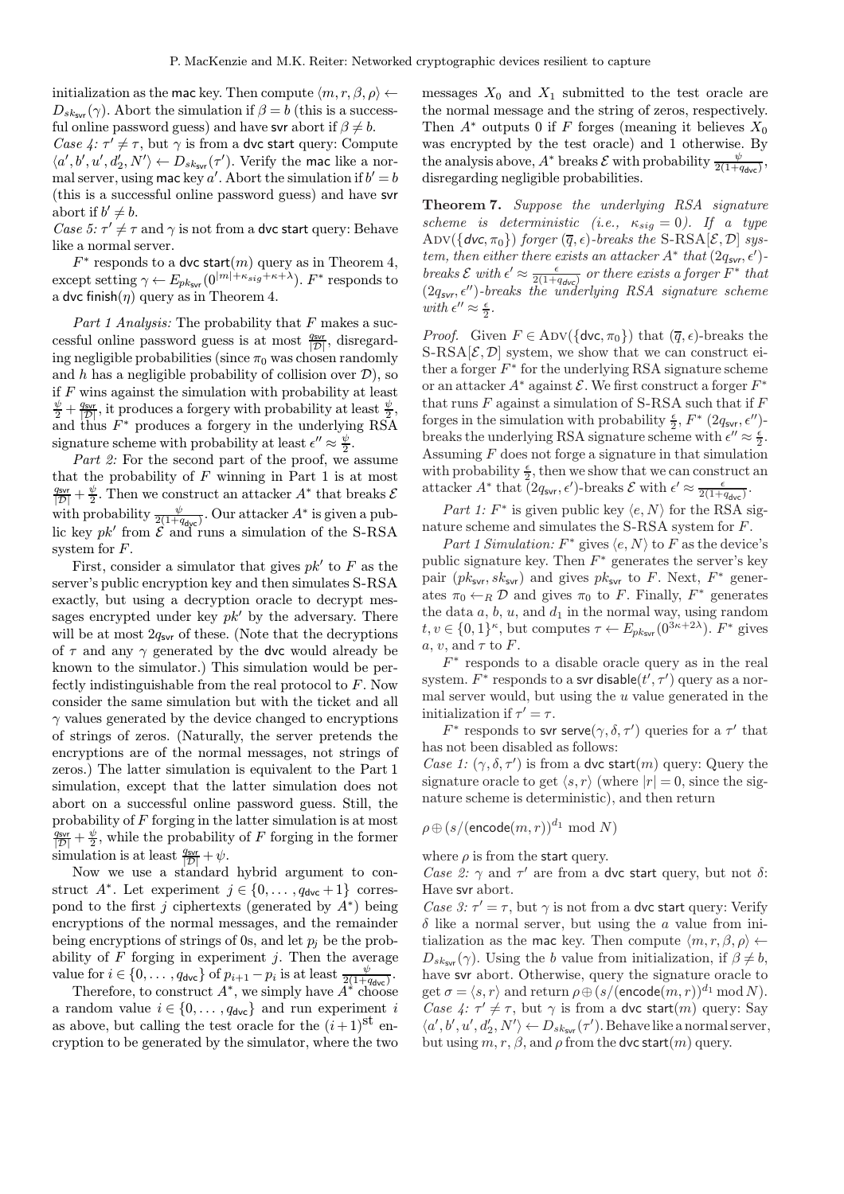initialization as the mac key. Then compute $\langle m, r, \beta, \rho \rangle \leftarrow D_{sk_{\mathsf{svr}}}(\gamma)$. Abort the simulation if $\beta = b$ (this is a successful online password guess) and have svr abort if $\beta \neq b$.

*Case 4:* $\tau' \neq \tau$, but $\gamma$ is from a dvc start query: Compute $\langle a', b', u', d_2', N' \rangle \leftarrow D_{sk_{\mathsf{svr}}}(\tau')$. Verify the mac like a normal server, using mac key $a'$. Abort the simulation if $b' = b$ (this is a successful online password guess) and have svr abort if $b' \neq b$.

*Case 5:* $\tau' \neq \tau$ and $\gamma$ is not from a dvc start query: Behave like a normal server.

$F^*$ responds to a dvc start$(m)$ query as in Theorem 4, except setting $\gamma \leftarrow E_{pk_{\mathsf{svr}}}(0^{|m|+\kappa_{sig}+\kappa+\lambda})$. $F^*$ responds to a dvc finish$(\eta)$ query as in Theorem 4.

*Part 1 Analysis:* The probability that $F$ makes a successful online password guess is at most $\frac{q_{\mathsf{svr}}}{|\mathcal{D}|}$, disregarding negligible probabilities (since $\pi_0$ was chosen randomly and $h$ has a negligible probability of collision over $\mathcal{D}$), so if $F$ wins against the simulation with probability at least $\frac{\psi}{2} + \frac{q_{\mathsf{svr}}}{|\mathcal{D}|}$, it produces a forgery with probability at least $\frac{\psi}{2}$, and thus $F^*$ produces a forgery in the underlying RSA signature scheme with probability at least $\epsilon'' \approx \frac{\psi}{2}$.

*Part 2:* For the second part of the proof, we assume that the probability of $F$ winning in Part 1 is at most $\frac{q_{\mathsf{svr}}}{|\mathcal{D}|} + \frac{\psi}{2}$. Then we construct an attacker $A^*$ that breaks $\mathcal{E}$ with probability $\frac{\psi}{2(1+q_{\mathsf{dvc}})}$. Our attacker $A^*$ is given a public key $pk'$ from $\mathcal{E}$ and runs a simulation of the S-RSA system for $F$.

First, consider a simulator that gives $pk'$ to $F$ as the server's public encryption key and then simulates S-RSA exactly, but using a decryption oracle to decrypt messages encrypted under key $pk'$ by the adversary. There will be at most $2q_{\mathsf{svr}}$ of these. (Note that the decryptions of $\tau$ and any $\gamma$ generated by the dvc would already be known to the simulator.) This simulation would be perfectly indistinguishable from the real protocol to $F$. Now consider the same simulation but with the ticket and all $\gamma$ values generated by the device changed to encryptions of strings of zeros. (Naturally, the server pretends the encryptions are of the normal messages, not strings of zeros.) The latter simulation is equivalent to the Part 1 simulation, except that the latter simulation does not abort on a successful online password guess. Still, the probability of $F$ forging in the latter simulation is at most $\frac{q_{\mathsf{svr}}}{|\mathcal{D}|} + \frac{\psi}{2}$, while the probability of $F$ forging in the former simulation is at least $\frac{q_{\mathsf{svr}}}{|\mathcal{D}|} + \psi$.

Now we use a standard hybrid argument to construct $A^*$. Let experiment $j \in \{0, \ldots, q_{\mathsf{dvc}}+1\}$ correspond to the first $j$ ciphertexts (generated by $A^*$) being encryptions of the normal messages, and the remainder being encryptions of strings of 0s, and let $p_j$ be the probability of $F$ forging in experiment $j$. Then the average value for $i \in \{0, \ldots, q_{\mathsf{dvc}}\}$ of $p_{i+1} - p_i$ is at least $\frac{\psi}{2(1+q_{\mathsf{dvc}})}$.

Therefore, to construct $A^*$, we simply have $A^*$ choose a random value $i \in \{0, \ldots, q_{\mathsf{dvc}}\}$ and run experiment $i$ as above, but calling the test oracle for the $(i+1)^{\text{st}}$ encryption to be generated by the simulator, where the two messages $X_0$ and $X_1$ submitted to the test oracle are the normal message and the string of zeros, respectively. Then $A^*$ outputs 0 if $F$ forges (meaning it believes $X_0$ was encrypted by the test oracle) and 1 otherwise. By the analysis above, $A^*$ breaks $\mathcal{E}$ with probability $\frac{\psi}{2(1+q_{\mathsf{dvc}})}$, disregarding negligible probabilities.

**Theorem 7.** *Suppose the underlying RSA signature scheme is deterministic (i.e., $\kappa_{sig} = 0$). If a type* $\mathrm{ADV}(\{\mathsf{dvc}, \pi_0\})$ *forger $(\overline{q}, \epsilon)$-breaks the* S-RSA$[\mathcal{E}, \mathcal{D}]$ *system, then either there exists an attacker $A^*$ that $(2q_{\mathsf{svr}}, \epsilon')$-breaks $\mathcal{E}$ with $\epsilon' \approx \frac{\epsilon}{2(1+q_{\mathsf{dvc}})}$ or there exists a forger $F^*$ that $(2q_{\mathsf{svr}}, \epsilon'')$-breaks the underlying RSA signature scheme with $\epsilon'' \approx \frac{\epsilon}{2}$.*

*Proof.* Given $F \in \mathrm{ADV}(\{\mathsf{dvc}, \pi_0\})$ that $(\overline{q}, \epsilon)$-breaks the S-RSA$[\mathcal{E}, \mathcal{D}]$ system, we show that we can construct either a forger $F^*$ for the underlying RSA signature scheme or an attacker $A^*$ against $\mathcal{E}$. We first construct a forger $F^*$ that runs $F$ against a simulation of S-RSA such that if $F$ forges in the simulation with probability $\frac{\epsilon}{2}$, $F^*$ $(2q_{\mathsf{svr}}, \epsilon'')$-breaks the underlying RSA signature scheme with $\epsilon'' \approx \frac{\epsilon}{2}$. Assuming $F$ does not forge a signature in that simulation with probability $\frac{\epsilon}{2}$, then we show that we can construct an attacker $A^*$ that $(2q_{\mathsf{svr}}, \epsilon')$-breaks $\mathcal{E}$ with $\epsilon' \approx \frac{\epsilon}{2(1+q_{\mathsf{dvc}})}$.

*Part 1:* $F^*$ is given public key $\langle e, N \rangle$ for the RSA signature scheme and simulates the S-RSA system for $F$.

*Part 1 Simulation:* $F^*$ gives $\langle e, N \rangle$ to $F$ as the device's public signature key. Then $F^*$ generates the server's key pair $(pk_{\mathsf{svr}}, sk_{\mathsf{svr}})$ and gives $pk_{\mathsf{svr}}$ to $F$. Next, $F^*$ generates $\pi_0 \leftarrow_R \mathcal{D}$ and gives $\pi_0$ to $F$. Finally, $F^*$ generates the data $a$, $b$, $u$, and $d_1$ in the normal way, using random $t, v \in \{0,1\}^\kappa$, but computes $\tau \leftarrow E_{pk_{\mathsf{svr}}}(0^{3\kappa+2\lambda})$. $F^*$ gives $a$, $v$, and $\tau$ to $F$.

$F^*$ responds to a disable oracle query as in the real system. $F^*$ responds to a svr disable$(t', \tau')$ query as a normal server would, but using the $u$ value generated in the initialization if $\tau' = \tau$.

$F^*$ responds to svr serve$(\gamma, \delta, \tau')$ queries for a $\tau'$ that has not been disabled as follows:

*Case 1:* $(\gamma, \delta, \tau')$ is from a dvc start$(m)$ query: Query the signature oracle to get $\langle s, r \rangle$ (where $|r| = 0$, since the signature scheme is deterministic), and then return

$$\rho \oplus (s/(\mathsf{encode}(m, r))^{d_1} \bmod N)$$

where $\rho$ is from the start query.

*Case 2:* $\gamma$ and $\tau'$ are from a dvc start query, but not $\delta$: Have svr abort.

*Case 3:* $\tau' = \tau$, but $\gamma$ is not from a dvc start query: Verify $\delta$ like a normal server, but using the $a$ value from initialization as the mac key. Then compute $\langle m, r, \beta, \rho \rangle \leftarrow D_{sk_{\mathsf{svr}}}(\gamma)$. Using the $b$ value from initialization, if $\beta \neq b$, have svr abort. Otherwise, query the signature oracle to get $\sigma = \langle s, r \rangle$ and return $\rho \oplus (s/(\mathsf{encode}(m, r))^{d_1} \bmod N)$.

*Case 4:* $\tau' \neq \tau$, but $\gamma$ is from a dvc start$(m)$ query: Say $\langle a', b', u', d_2', N' \rangle \leftarrow D_{sk_{\mathsf{svr}}}(\tau')$. Behave like a normal server, but using $m$, $r$, $\beta$, and $\rho$ from the dvc start$(m)$ query.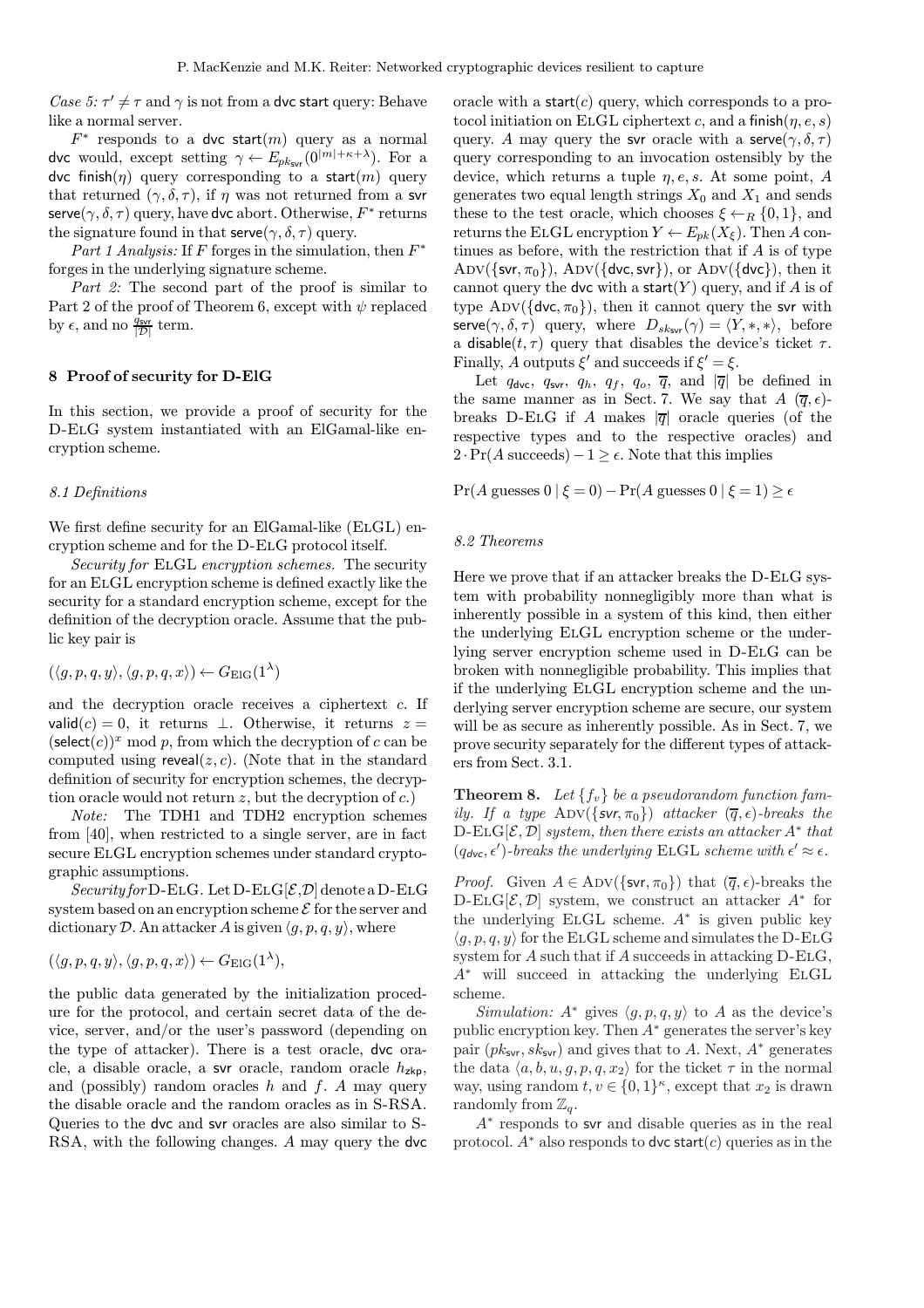*Case 5:* $\tau' \neq \tau$ and $\gamma$ is not from a dvc start query: Behave like a normal server.

$F^*$ responds to a dvc start($m$) query as a normal dvc would, except setting $\gamma \leftarrow E_{pk_{\mathsf{svr}}}(0^{|m|+\kappa+\lambda})$. For a dvc finish($\eta$) query corresponding to a start($m$) query that returned $(\gamma, \delta, \tau)$, if $\eta$ was not returned from a svr serve($\gamma, \delta, \tau$) query, have dvc abort. Otherwise, $F^*$ returns the signature found in that serve($\gamma, \delta, \tau$) query.

*Part 1 Analysis:* If $F$ forges in the simulation, then $F^*$ forges in the underlying signature scheme.

*Part 2:* The second part of the proof is similar to Part 2 of the proof of Theorem 6, except with $\psi$ replaced by $\epsilon$, and no $\frac{q_{\mathsf{svr}}}{|\mathcal{D}|}$ term.

## 8 Proof of security for D-ElG

In this section, we provide a proof of security for the D-ElG system instantiated with an ElGamal-like encryption scheme.

### 8.1 Definitions

We first define security for an ElGamal-like (ElGL) encryption scheme and for the D-ElG protocol itself.

*Security for* ElGL *encryption schemes.* The security for an ElGL encryption scheme is defined exactly like the security for a standard encryption scheme, except for the definition of the decryption oracle. Assume that the public key pair is

$$(\langle g, p, q, y\rangle, \langle g, p, q, x\rangle) \leftarrow G_{\mathrm{ElG}}(1^\lambda)$$

and the decryption oracle receives a ciphertext $c$. If valid($c$) $= 0$, it returns $\perp$. Otherwise, it returns $z = (\mathsf{select}(c))^x \bmod p$, from which the decryption of $c$ can be computed using reveal($z, c$). (Note that in the standard definition of security for encryption schemes, the decryption oracle would not return $z$, but the decryption of $c$.)

*Note:* The TDH1 and TDH2 encryption schemes from [40], when restricted to a single server, are in fact secure ElGL encryption schemes under standard cryptographic assumptions.

*Security for* D-ElG. Let D-ElG$[\mathcal{E},\mathcal{D}]$ denote a D-ElG system based on an encryption scheme $\mathcal{E}$ for the server and dictionary $\mathcal{D}$. An attacker $A$ is given $\langle g, p, q, y\rangle$, where

$$(\langle g, p, q, y\rangle, \langle g, p, q, x\rangle) \leftarrow G_{\mathrm{ElG}}(1^\lambda),$$

the public data generated by the initialization procedure for the protocol, and certain secret data of the device, server, and/or the user's password (depending on the type of attacker). There is a test oracle, dvc oracle, a disable oracle, a svr oracle, random oracle $h_{\mathsf{zkp}}$, and (possibly) random oracles $h$ and $f$. $A$ may query the disable oracle and the random oracles as in S-RSA. Queries to the dvc and svr oracles are also similar to S-RSA, with the following changes. $A$ may query the dvc oracle with a start($c$) query, which corresponds to a protocol initiation on ElGL ciphertext $c$, and a finish($\eta, e, s$) query. $A$ may query the svr oracle with a serve($\gamma, \delta, \tau$) query corresponding to an invocation ostensibly by the device, which returns a tuple $\eta, e, s$. At some point, $A$ generates two equal length strings $X_0$ and $X_1$ and sends these to the test oracle, which chooses $\xi \leftarrow_R \{0, 1\}$, and returns the ElGL encryption $Y \leftarrow E_{pk}(X_\xi)$. Then $A$ continues as before, with the restriction that if $A$ is of type Adv($\{\mathsf{svr}, \pi_0\}$), Adv($\{\mathsf{dvc}, \mathsf{svr}\}$), or Adv($\{\mathsf{dvc}\}$), then it cannot query the dvc with a start($Y$) query, and if $A$ is of type Adv($\{\mathsf{dvc}, \pi_0\}$), then it cannot query the svr with serve($\gamma, \delta, \tau$) query, where $D_{sk_{\mathsf{svr}}}(\gamma) = \langle Y, *, *\rangle$, before a disable($t, \tau$) query that disables the device's ticket $\tau$. Finally, $A$ outputs $\xi'$ and succeeds if $\xi' = \xi$.

Let $q_{\mathsf{dvc}}$, $q_{\mathsf{svr}}$, $q_h$, $q_f$, $q_o$, $\overline{q}$, and $|\overline{q}|$ be defined in the same manner as in Sect. 7. We say that $A$ $(\overline{q}, \epsilon)$-breaks D-ElG if $A$ makes $|\overline{q}|$ oracle queries (of the respective types and to the respective oracles) and $2 \cdot \Pr(A \text{ succeeds}) - 1 \geq \epsilon$. Note that this implies

$$\Pr(A \text{ guesses } 0 \mid \xi = 0) - \Pr(A \text{ guesses } 0 \mid \xi = 1) \geq \epsilon$$

### 8.2 Theorems

Here we prove that if an attacker breaks the D-ElG system with probability nonnegligibly more than what is inherently possible in a system of this kind, then either the underlying ElGL encryption scheme or the underlying server encryption scheme used in D-ElG can be broken with nonnegligible probability. This implies that if the underlying ElGL encryption scheme and the underlying server encryption scheme are secure, our system will be as secure as inherently possible. As in Sect. 7, we prove security separately for the different types of attackers from Sect. 3.1.

**Theorem 8.** *Let $\{f_v\}$ be a pseudorandom function family. If a type* Adv($\{\mathsf{svr}, \pi_0\}$) *attacker $(\overline{q}, \epsilon)$-breaks the* D-ElG$[\mathcal{E},\mathcal{D}]$ *system, then there exists an attacker $A^*$ that $(q_{\mathsf{dvc}}, \epsilon')$-breaks the underlying* ElGL *scheme with $\epsilon' \approx \epsilon$.*

*Proof.* Given $A \in$ Adv($\{\mathsf{svr}, \pi_0\}$) that $(\overline{q}, \epsilon)$-breaks the D-ElG$[\mathcal{E},\mathcal{D}]$ system, we construct an attacker $A^*$ for the underlying ElGL scheme. $A^*$ is given public key $\langle g, p, q, y\rangle$ for the ElGL scheme and simulates the D-ElG system for $A$ such that if $A$ succeeds in attacking D-ElG, $A^*$ will succeed in attacking the underlying ElGL scheme.

*Simulation:* $A^*$ gives $\langle g, p, q, y\rangle$ to $A$ as the device's public encryption key. Then $A^*$ generates the server's key pair $(pk_{\mathsf{svr}}, sk_{\mathsf{svr}})$ and gives that to $A$. Next, $A^*$ generates the data $\langle a, b, u, g, p, q, x_2\rangle$ for the ticket $\tau$ in the normal way, using random $t, v \in \{0, 1\}^\kappa$, except that $x_2$ is drawn randomly from $\mathbb{Z}_q$.

$A^*$ responds to svr and disable queries as in the real protocol. $A^*$ also responds to dvc start($c$) queries as in the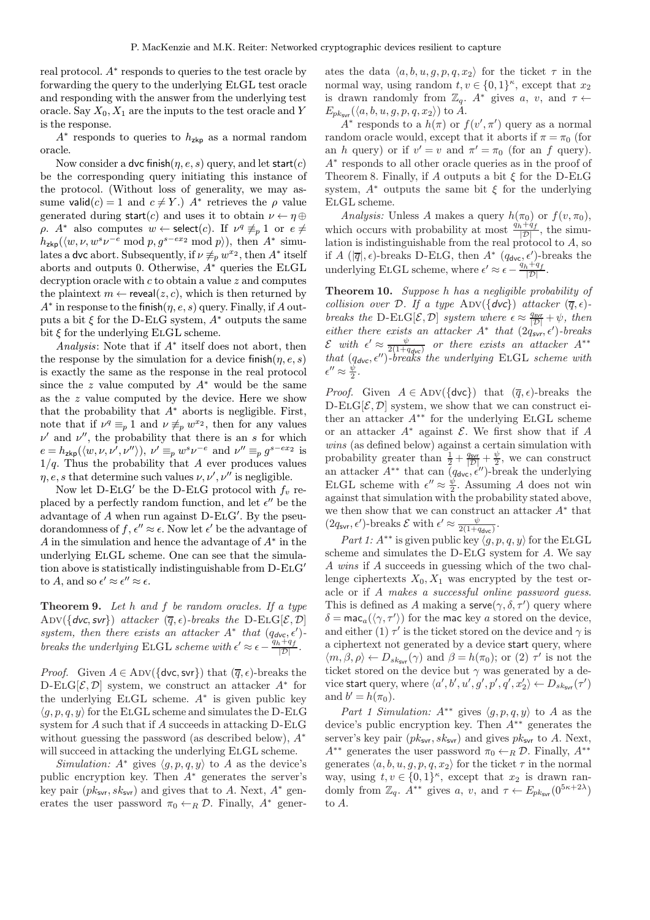real protocol. $A^*$ responds to queries to the test oracle by forwarding the query to the underlying ElGL test oracle and responding with the answer from the underlying test oracle. Say $X_0, X_1$ are the inputs to the test oracle and $Y$ is the response.

$A^*$ responds to queries to $h_{\mathsf{zkp}}$ as a normal random oracle.

Now consider a dvc $\mathsf{finish}(\eta, e, s)$ query, and let $\mathsf{start}(c)$ be the corresponding query initiating this instance of the protocol. (Without loss of generality, we may assume $\mathsf{valid}(c) = 1$ and $c \neq Y$.) $A^*$ retrieves the $\rho$ value generated during $\mathsf{start}(c)$ and uses it to obtain $\nu \leftarrow \eta \oplus \rho$. $A^*$ also computes $w \leftarrow \mathsf{select}(c)$. If $\nu^q \not\equiv_p 1$ or $e \neq h_{\mathsf{zkp}}(\langle w, \nu, w^s \nu^{-e} \bmod p, g^{s-ex_2} \bmod p \rangle)$, then $A^*$ simulates a dvc abort. Subsequently, if $\nu \not\equiv_p w^{x_2}$, then $A^*$ itself aborts and outputs 0. Otherwise, $A^*$ queries the ElGL decryption oracle with $c$ to obtain a value $z$ and computes the plaintext $m \leftarrow \mathsf{reveal}(z, c)$, which is then returned by $A^*$ in response to the $\mathsf{finish}(\eta, e, s)$ query. Finally, if $A$ outputs a bit $\xi$ for the D-ElG system, $A^*$ outputs the same bit $\xi$ for the underlying ElGL scheme.

*Analysis*: Note that if $A^*$ itself does not abort, then the response by the simulation for a device $\mathsf{finish}(\eta, e, s)$ is exactly the same as the response in the real protocol since the $z$ value computed by $A^*$ would be the same as the $z$ value computed by the device. Here we show that the probability that $A^*$ aborts is negligible. First, note that if $\nu^q \equiv_p 1$ and $\nu \not\equiv_p w^{x_2}$, then for any values $\nu'$ and $\nu''$, the probability that there is an $s$ for which $e = h_{\mathsf{zkp}}(\langle w, \nu, \nu', \nu'' \rangle)$, $\nu' \equiv_p w^s \nu^{-e}$ and $\nu'' \equiv_p g^{s-ex_2}$ is $1/q$. Thus the probability that $A$ ever produces values $\eta, e, s$ that determine such values $\nu, \nu', \nu''$ is negligible.

Now let D-ElG$'$ be the D-ElG protocol with $f_v$ replaced by a perfectly random function, and let $\epsilon''$ be the advantage of $A$ when run against D-ElG$'$. By the pseudorandomness of $f$, $\epsilon'' \approx \epsilon$. Now let $\epsilon'$ be the advantage of $A$ in the simulation and hence the advantage of $A^*$ in the underlying ElGL scheme. One can see that the simulation above is statistically indistinguishable from D-ElG$'$ to $A$, and so $\epsilon' \approx \epsilon'' \approx \epsilon$.

**Theorem 9.** *Let $h$ and $f$ be random oracles. If a type* $\mathrm{Adv}(\{\mathsf{dvc}, \mathsf{svr}\})$ *attacker* $(\overline{q}, \epsilon)$*-breaks the* D-ElG$[\mathcal{E}, \mathcal{D}]$ *system, then there exists an attacker $A^*$ that* $(q_{\mathsf{dvc}}, \epsilon')$*-breaks the underlying* ElGL *scheme with* $\epsilon' \approx \epsilon - \frac{q_h + q_f}{|\mathcal{D}|}$.

*Proof.* Given $A \in \mathrm{Adv}(\{\mathsf{dvc}, \mathsf{svr}\})$ that $(\overline{q}, \epsilon)$-breaks the D-ElG$[\mathcal{E}, \mathcal{D}]$ system, we construct an attacker $A^*$ for the underlying ElGL scheme. $A^*$ is given public key $\langle g, p, q, y \rangle$ for the ElGL scheme and simulates the D-ElG system for $A$ such that if $A$ succeeds in attacking D-ElG without guessing the password (as described below), $A^*$ will succeed in attacking the underlying ElGL scheme.

*Simulation:* $A^*$ gives $\langle g, p, q, y \rangle$ to $A$ as the device's public encryption key. Then $A^*$ generates the server's key pair $(pk_{\mathsf{svr}}, sk_{\mathsf{svr}})$ and gives that to $A$. Next, $A^*$ generates the user password $\pi_0 \leftarrow_R \mathcal{D}$. Finally, $A^*$ generates the data $\langle a, b, u, g, p, q, x_2 \rangle$ for the ticket $\tau$ in the normal way, using random $t, v \in \{0,1\}^\kappa$, except that $x_2$ is drawn randomly from $\mathbb{Z}_q$. $A^*$ gives $a$, $v$, and $\tau \leftarrow E_{pk_{\mathsf{svr}}}(\langle a, b, u, g, p, q, x_2 \rangle)$ to $A$.

$A^*$ responds to a $h(\pi)$ or $f(v', \pi')$ query as a normal random oracle would, except that it aborts if $\pi = \pi_0$ (for an $h$ query) or if $v' = v$ and $\pi' = \pi_0$ (for an $f$ query). $A^*$ responds to all other oracle queries as in the proof of Theorem 8. Finally, if $A$ outputs a bit $\xi$ for the D-ElG system, $A^*$ outputs the same bit $\xi$ for the underlying ElGL scheme.

*Analysis:* Unless $A$ makes a query $h(\pi_0)$ or $f(v, \pi_0)$, which occurs with probability at most $\frac{q_h + q_f}{|\mathcal{D}|}$, the simulation is indistinguishable from the real protocol to $A$, so if $A$ $(|\overline{q}|, \epsilon)$-breaks D-ElG, then $A^*$ $(q_{\mathsf{dvc}}, \epsilon')$-breaks the underlying ElGL scheme, where $\epsilon' \approx \epsilon - \frac{q_h + q_f}{|\mathcal{D}|}$.

**Theorem 10.** *Suppose $h$ has a negligible probability of collision over $\mathcal{D}$. If a type* $\mathrm{Adv}(\{\mathsf{dvc}\})$ *attacker* $(\overline{q}, \epsilon)$*-breaks the* D-ElG$[\mathcal{E}, \mathcal{D}]$ *system where* $\epsilon \approx \frac{q_{\mathsf{svr}}}{|\mathcal{D}|} + \psi$, *then either there exists an attacker $A^*$ that* $(2q_{\mathsf{svr}}, \epsilon')$*-breaks* $\mathcal{E}$ *with* $\epsilon' \approx \frac{\psi}{2(1+q_{\mathsf{dvc}})}$ *or there exists an attacker $A^{**}$ that* $(q_{\mathsf{dvc}}, \epsilon'')$*-breaks the underlying* ElGL *scheme with* $\epsilon'' \approx \frac{\psi}{2}$.

*Proof.* Given $A \in \mathrm{Adv}(\{\mathsf{dvc}\})$ that $(\overline{q}, \epsilon)$-breaks the D-ElG$[\mathcal{E}, \mathcal{D}]$ system, we show that we can construct either an attacker $A^{**}$ for the underlying ElGL scheme or an attacker $A^*$ against $\mathcal{E}$. We first show that if $A$ *wins* (as defined below) against a certain simulation with probability greater than $\frac{1}{2} + \frac{q_{\mathsf{svr}}}{|\mathcal{D}|} + \frac{\psi}{2}$, we can construct an attacker $A^{**}$ that can $(q_{\mathsf{dvc}}, \epsilon'')$-break the underlying ElGL scheme with $\epsilon'' \approx \frac{\psi}{2}$. Assuming $A$ does not win against that simulation with the probability stated above, we then show that we can construct an attacker $A^*$ that $(2q_{\mathsf{svr}}, \epsilon')$-breaks $\mathcal{E}$ with $\epsilon' \approx \frac{\psi}{2(1+q_{\mathsf{dvc}})}$.

*Part 1:* $A^{**}$ is given public key $\langle g, p, q, y \rangle$ for the ElGL scheme and simulates the D-ElG system for $A$. We say $A$ *wins* if $A$ succeeds in guessing which of the two challenge ciphertexts $X_0, X_1$ was encrypted by the test oracle or if $A$ *makes a successful online password guess*. This is defined as $A$ making a $\mathsf{serve}(\gamma, \delta, \tau')$ query where $\delta = \mathsf{mac}_a(\langle \gamma, \tau' \rangle)$ for the $\mathsf{mac}$ key $a$ stored on the device, and either (1) $\tau'$ is the ticket stored on the device and $\gamma$ is a ciphertext not generated by a device $\mathsf{start}$ query, where $\langle m, \beta, \rho \rangle \leftarrow D_{sk_{\mathsf{svr}}}(\gamma)$ and $\beta = h(\pi_0)$; or (2) $\tau'$ is not the ticket stored on the device but $\gamma$ was generated by a device $\mathsf{start}$ query, where $\langle a', b', u', g', p', q', x_2' \rangle \leftarrow D_{sk_{\mathsf{svr}}}(\tau')$ and $b' = h(\pi_0)$.

*Part 1 Simulation:* $A^{**}$ gives $\langle g, p, q, y \rangle$ to $A$ as the device's public encryption key. Then $A^{**}$ generates the server's key pair $(pk_{\mathsf{svr}}, sk_{\mathsf{svr}})$ and gives $pk_{\mathsf{svr}}$ to $A$. Next, $A^{**}$ generates the user password $\pi_0 \leftarrow_R \mathcal{D}$. Finally, $A^{**}$ generates $\langle a, b, u, g, p, q, x_2 \rangle$ for the ticket $\tau$ in the normal way, using $t, v \in \{0,1\}^\kappa$, except that $x_2$ is drawn randomly from $\mathbb{Z}_q$. $A^{**}$ gives $a$, $v$, and $\tau \leftarrow E_{pk_{\mathsf{svr}}}(0^{5\kappa + 2\lambda})$ to $A$.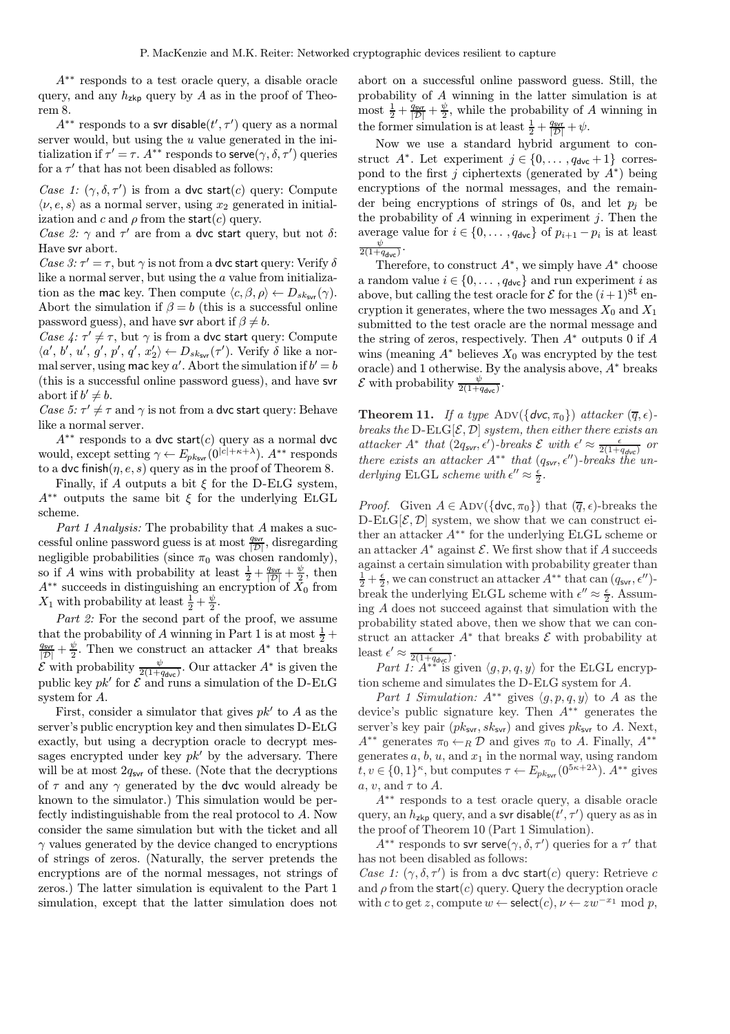$A^{**}$ responds to a test oracle query, a disable oracle query, and any $h_{\mathsf{zkp}}$ query by $A$ as in the proof of Theorem 8.

$A^{**}$ responds to a $\mathsf{svr}$ $\mathsf{disable}(t', \tau')$ query as a normal server would, but using the $u$ value generated in the initialization if $\tau' = \tau$. $A^{**}$ responds to $\mathsf{serve}(\gamma, \delta, \tau')$ queries for a $\tau'$ that has not been disabled as follows:

*Case 1:* $(\gamma, \delta, \tau')$ is from a $\mathsf{dvc}$ $\mathsf{start}(c)$ query: Compute $\langle \nu, e, s \rangle$ as a normal server, using $x_2$ generated in initialization and $c$ and $\rho$ from the $\mathsf{start}(c)$ query.

*Case 2:* $\gamma$ and $\tau'$ are from a $\mathsf{dvc}$ $\mathsf{start}$ query, but not $\delta$: Have $\mathsf{svr}$ abort.

*Case 3:* $\tau' = \tau$, but $\gamma$ is not from a $\mathsf{dvc}$ $\mathsf{start}$ query: Verify $\delta$ like a normal server, but using the $a$ value from initialization as the $\mathsf{mac}$ key. Then compute $\langle c, \beta, \rho \rangle \leftarrow D_{sk_{\mathsf{svr}}}(\gamma)$. Abort the simulation if $\beta = b$ (this is a successful online password guess), and have $\mathsf{svr}$ abort if $\beta \neq b$.

*Case 4:* $\tau' \neq \tau$, but $\gamma$ is from a $\mathsf{dvc}$ $\mathsf{start}$ query: Compute $\langle a', b', u', g', p', q', x_2' \rangle \leftarrow D_{sk_{\mathsf{svr}}}(\tau')$. Verify $\delta$ like a normal server, using $\mathsf{mac}$ key $a'$. Abort the simulation if $b' = b$ (this is a successful online password guess), and have $\mathsf{svr}$ abort if $b' \neq b$.

*Case 5:* $\tau' \neq \tau$ and $\gamma$ is not from a $\mathsf{dvc}$ $\mathsf{start}$ query: Behave like a normal server.

$A^{**}$ responds to a $\mathsf{dvc}$ $\mathsf{start}(c)$ query as a normal $\mathsf{dvc}$ would, except setting $\gamma \leftarrow E_{pk_{\mathsf{svr}}}(0^{|c|+\kappa+\lambda})$. $A^{**}$ responds to a $\mathsf{dvc}$ $\mathsf{finish}(\eta, e, s)$ query as in the proof of Theorem 8.

Finally, if $A$ outputs a bit $\xi$ for the D-ElG system, $A^{**}$ outputs the same bit $\xi$ for the underlying ElGL scheme.

*Part 1 Analysis:* The probability that $A$ makes a successful online password guess is at most $\frac{q_{\mathsf{svr}}}{|\mathcal{D}|}$, disregarding negligible probabilities (since $\pi_0$ was chosen randomly), so if $A$ wins with probability at least $\frac{1}{2} + \frac{q_{\mathsf{svr}}}{|\mathcal{D}|} + \frac{\psi}{2}$, then $A^{**}$ succeeds in distinguishing an encryption of $X_0$ from $X_1$ with probability at least $\frac{1}{2} + \frac{\psi}{2}$.

*Part 2:* For the second part of the proof, we assume that the probability of $A$ winning in Part 1 is at most $\frac{1}{2} + \frac{q_{\mathsf{svr}}}{|\mathcal{D}|} + \frac{\psi}{2}$. Then we construct an attacker $A^*$ that breaks $\mathcal{E}$ with probability $\frac{\psi}{2(1+q_{\mathsf{dvc}})}$. Our attacker $A^*$ is given the public key $pk'$ for $\mathcal{E}$ and runs a simulation of the D-ElG system for $A$.

First, consider a simulator that gives $pk'$ to $A$ as the server's public encryption key and then simulates D-ElG exactly, but using a decryption oracle to decrypt messages encrypted under key $pk'$ by the adversary. There will be at most $2q_{\mathsf{svr}}$ of these. (Note that the decryptions of $\tau$ and any $\gamma$ generated by the $\mathsf{dvc}$ would already be known to the simulator.) This simulation would be perfectly indistinguishable from the real protocol to $A$. Now consider the same simulation but with the ticket and all $\gamma$ values generated by the device changed to encryptions of strings of zeros. (Naturally, the server pretends the encryptions are of the normal messages, not strings of zeros.) The latter simulation is equivalent to the Part 1 simulation, except that the latter simulation does not abort on a successful online password guess. Still, the probability of $A$ winning in the latter simulation is at most $\frac{1}{2} + \frac{q_{\mathsf{svr}}}{|\mathcal{D}|} + \frac{\psi}{2}$, while the probability of $A$ winning in the former simulation is at least $\frac{1}{2} + \frac{q_{\mathsf{svr}}}{|\mathcal{D}|} + \psi$.

Now we use a standard hybrid argument to construct $A^*$. Let experiment $j \in \{0, \ldots, q_{\mathsf{dvc}} + 1\}$ correspond to the first $j$ ciphertexts (generated by $A^*$) being encryptions of the normal messages, and the remainder being encryptions of strings of 0s, and let $p_j$ be the probability of $A$ winning in experiment $j$. Then the average value for $i \in \{0, \ldots, q_{\mathsf{dvc}}\}$ of $p_{i+1} - p_i$ is at least $\frac{\psi}{2(1+q_{\mathsf{dvc}})}$.

Therefore, to construct $A^*$, we simply have $A^*$ choose a random value $i \in \{0, \ldots, q_{\mathsf{dvc}}\}$ and run experiment $i$ as above, but calling the test oracle for $\mathcal{E}$ for the $(i+1)^{\text{st}}$ encryption it generates, where the two messages $X_0$ and $X_1$ submitted to the test oracle are the normal message and the string of zeros, respectively. Then $A^*$ outputs 0 if $A$ wins (meaning $A^*$ believes $X_0$ was encrypted by the test oracle) and 1 otherwise. By the analysis above, $A^*$ breaks $\mathcal{E}$ with probability $\frac{\psi}{2(1+q_{\mathsf{dvc}})}$.

**Theorem 11.** *If a type* $\text{Adv}(\{\mathsf{dvc}, \pi_0\})$ *attacker* $(\overline{q}, \epsilon)$*-breaks the* D-ElG$[\mathcal{E}, \mathcal{D}]$ *system, then either there exists an attacker* $A^*$ *that* $(2q_{\mathsf{svr}}, \epsilon')$*-breaks* $\mathcal{E}$ *with* $\epsilon' \approx \frac{\epsilon}{2(1+q_{\mathsf{dvc}})}$ *or there exists an attacker* $A^{**}$ *that* $(q_{\mathsf{svr}}, \epsilon'')$*-breaks the underlying* ElGL *scheme with* $\epsilon'' \approx \frac{\epsilon}{2}$*.*

*Proof.* Given $A \in \text{Adv}(\{\mathsf{dvc}, \pi_0\})$ that $(\overline{q}, \epsilon)$-breaks the D-ElG$[\mathcal{E}, \mathcal{D}]$ system, we show that we can construct either an attacker $A^{**}$ for the underlying ElGL scheme or an attacker $A^*$ against $\mathcal{E}$. We first show that if $A$ succeeds against a certain simulation with probability greater than $\frac{1}{2} + \frac{\epsilon}{2}$, we can construct an attacker $A^{**}$ that can $(q_{\mathsf{svr}}, \epsilon'')$-break the underlying ElGL scheme with $\epsilon'' \approx \frac{\epsilon}{2}$. Assuming $A$ does not succeed against that simulation with the probability stated above, then we show that we can construct an attacker $A^*$ that breaks $\mathcal{E}$ with probability at least $\epsilon' \approx \frac{\epsilon}{2(1+q_{\mathsf{dvc}})}$.

*Part 1:* $A^{**}$ is given $\langle g, p, q, y \rangle$ for the ElGL encryption scheme and simulates the D-ElG system for $A$.

*Part 1 Simulation:* $A^{**}$ gives $\langle g, p, q, y \rangle$ to $A$ as the device's public signature key. Then $A^{**}$ generates the server's key pair $(pk_{\mathsf{svr}}, sk_{\mathsf{svr}})$ and gives $pk_{\mathsf{svr}}$ to $A$. Next, $A^{**}$ generates $\pi_0 \leftarrow_R \mathcal{D}$ and gives $\pi_0$ to $A$. Finally, $A^{**}$ generates $a$, $b$, $u$, and $x_1$ in the normal way, using random $t, v \in \{0,1\}^\kappa$, but computes $\tau \leftarrow E_{pk_{\mathsf{svr}}}(0^{5\kappa+2\lambda})$. $A^{**}$ gives $a$, $v$, and $\tau$ to $A$.

$A^{**}$ responds to a test oracle query, a disable oracle query, an $h_{\mathsf{zkp}}$ query, and a $\mathsf{svr}$ $\mathsf{disable}(t', \tau')$ query as in the proof of Theorem 10 (Part 1 Simulation).

$A^{**}$ responds to $\mathsf{svr}$ $\mathsf{serve}(\gamma, \delta, \tau')$ queries for a $\tau'$ that has not been disabled as follows:

*Case 1:* $(\gamma, \delta, \tau')$ is from a $\mathsf{dvc}$ $\mathsf{start}(c)$ query: Retrieve $c$ and $\rho$ from the $\mathsf{start}(c)$ query. Query the decryption oracle with $c$ to get $z$, compute $w \leftarrow \mathsf{select}(c)$, $\nu \leftarrow zw^{-x_1} \bmod p$,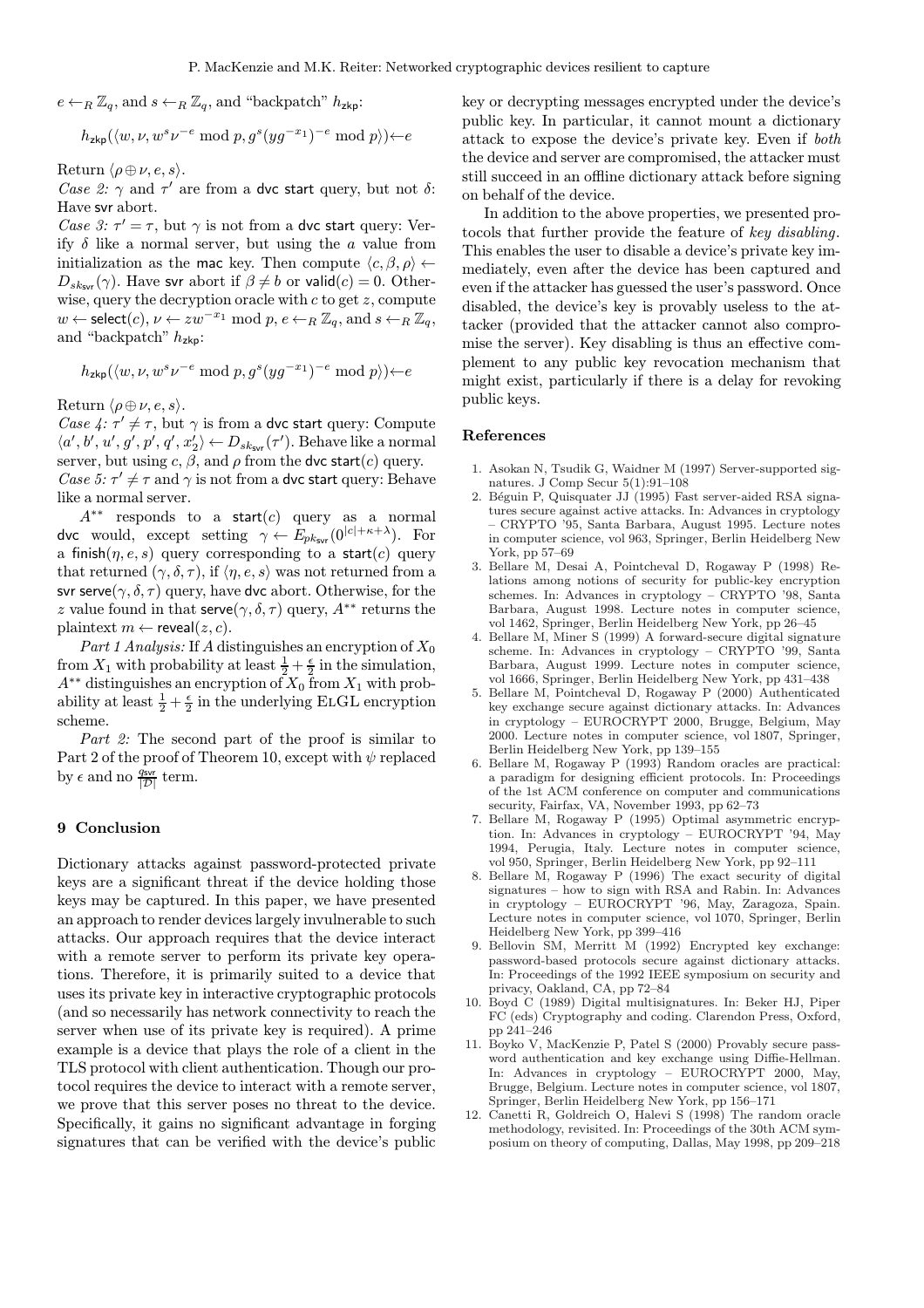$e \leftarrow_R \mathbb{Z}_q$, and $s \leftarrow_R \mathbb{Z}_q$, and "backpatch" $h_{\mathsf{zkp}}$:

$$h_{\mathsf{zkp}}(\langle w, \nu, w^s \nu^{-e} \bmod p, g^s (y g^{-x_1})^{-e} \bmod p \rangle) \leftarrow e$$

Return $\langle \rho \oplus \nu, e, s \rangle$.

*Case 2:* $\gamma$ and $\tau'$ are from a $\mathsf{dvc}$ $\mathsf{start}$ query, but not $\delta$: Have $\mathsf{svr}$ abort.

*Case 3:* $\tau' = \tau$, but $\gamma$ is not from a $\mathsf{dvc}$ $\mathsf{start}$ query: Verify $\delta$ like a normal server, but using the $a$ value from initialization as the $\mathsf{mac}$ key. Then compute $\langle c, \beta, \rho \rangle \leftarrow D_{sk_{\mathsf{svr}}}(\gamma)$. Have $\mathsf{svr}$ abort if $\beta \neq b$ or $\mathsf{valid}(c) = 0$. Otherwise, query the decryption oracle with $c$ to get $z$, compute $w \leftarrow \mathsf{select}(c)$, $\nu \leftarrow z w^{-x_1} \bmod p$, $e \leftarrow_R \mathbb{Z}_q$, and $s \leftarrow_R \mathbb{Z}_q$, and "backpatch" $h_{\mathsf{zkp}}$:

$$h_{\mathsf{zkp}}(\langle w, \nu, w^s \nu^{-e} \bmod p, g^s (y g^{-x_1})^{-e} \bmod p \rangle) \leftarrow e$$

Return $\langle \rho \oplus \nu, e, s \rangle$.

*Case 4:* $\tau' \neq \tau$, but $\gamma$ is from a $\mathsf{dvc}$ $\mathsf{start}$ query: Compute $\langle a', b', u', g', p', q', x_2' \rangle \leftarrow D_{sk_{\mathsf{svr}}}(\tau')$. Behave like a normal server, but using $c$, $\beta$, and $\rho$ from the $\mathsf{dvc}$ $\mathsf{start}(c)$ query.

*Case 5:* $\tau' \neq \tau$ and $\gamma$ is not from a $\mathsf{dvc}$ $\mathsf{start}$ query: Behave like a normal server.

$A^{**}$ responds to a $\mathsf{start}(c)$ query as a normal $\mathsf{dvc}$ would, except setting $\gamma \leftarrow E_{pk_{\mathsf{svr}}}(0^{|c|+\kappa+\lambda})$. For a $\mathsf{finish}(\eta, e, s)$ query corresponding to a $\mathsf{start}(c)$ query that returned $(\gamma, \delta, \tau)$, if $\langle \eta, e, s \rangle$ was not returned from a $\mathsf{svr}$ $\mathsf{serve}(\gamma, \delta, \tau)$ query, have $\mathsf{dvc}$ abort. Otherwise, for the $z$ value found in that $\mathsf{serve}(\gamma, \delta, \tau)$ query, $A^{**}$ returns the plaintext $m \leftarrow \mathsf{reveal}(z, c)$.

*Part 1 Analysis:* If $A$ distinguishes an encryption of $X_0$ from $X_1$ with probability at least $\frac{1}{2} + \frac{\epsilon}{2}$ in the simulation, $A^{**}$ distinguishes an encryption of $X_0$ from $X_1$ with probability at least $\frac{1}{2} + \frac{\epsilon}{2}$ in the underlying ElGL encryption scheme.

*Part 2:* The second part of the proof is similar to Part 2 of the proof of Theorem 10, except with $\psi$ replaced by $\epsilon$ and no $\frac{q_{\mathsf{svr}}}{|\mathcal{D}|}$ term.

## 9 Conclusion

Dictionary attacks against password-protected private keys are a significant threat if the device holding those keys may be captured. In this paper, we have presented an approach to render devices largely invulnerable to such attacks. Our approach requires that the device interact with a remote server to perform its private key operations. Therefore, it is primarily suited to a device that uses its private key in interactive cryptographic protocols (and so necessarily has network connectivity to reach the server when use of its private key is required). A prime example is a device that plays the role of a client in the TLS protocol with client authentication. Though our protocol requires the device to interact with a remote server, we prove that this server poses no threat to the device. Specifically, it gains no significant advantage in forging signatures that can be verified with the device's public key or decrypting messages encrypted under the device's public key. In particular, it cannot mount a dictionary attack to expose the device's private key. Even if *both* the device and server are compromised, the attacker must still succeed in an offline dictionary attack before signing on behalf of the device.

In addition to the above properties, we presented protocols that further provide the feature of *key disabling*. This enables the user to disable a device's private key immediately, even after the device has been captured and even if the attacker has guessed the user's password. Once disabled, the device's key is provably useless to the attacker (provided that the attacker cannot also compromise the server). Key disabling is thus an effective complement to any public key revocation mechanism that might exist, particularly if there is a delay for revoking public keys.

## References

1. Asokan N, Tsudik G, Waidner M (1997) Server-supported signatures. J Comp Secur 5(1):91–108
2. Béguin P, Quisquater JJ (1995) Fast server-aided RSA signatures secure against active attacks. In: Advances in cryptology – CRYPTO '95, Santa Barbara, August 1995. Lecture notes in computer science, vol 963, Springer, Berlin Heidelberg New York, pp 57–69
3. Bellare M, Desai A, Pointcheval D, Rogaway P (1998) Relations among notions of security for public-key encryption schemes. In: Advances in cryptology – CRYPTO '98, Santa Barbara, August 1998. Lecture notes in computer science, vol 1462, Springer, Berlin Heidelberg New York, pp 26–45
4. Bellare M, Miner S (1999) A forward-secure digital signature scheme. In: Advances in cryptology – CRYPTO '99, Santa Barbara, August 1999. Lecture notes in computer science, vol 1666, Springer, Berlin Heidelberg New York, pp 431–438
5. Bellare M, Pointcheval D, Rogaway P (2000) Authenticated key exchange secure against dictionary attacks. In: Advances in cryptology – EUROCRYPT 2000, Brugge, Belgium, May 2000. Lecture notes in computer science, vol 1807, Springer, Berlin Heidelberg New York, pp 139–155
6. Bellare M, Rogaway P (1993) Random oracles are practical: a paradigm for designing efficient protocols. In: Proceedings of the 1st ACM conference on computer and communications security, Fairfax, VA, November 1993, pp 62–73
7. Bellare M, Rogaway P (1995) Optimal asymmetric encryption. In: Advances in cryptology – EUROCRYPT '94, May 1994, Perugia, Italy. Lecture notes in computer science, vol 950, Springer, Berlin Heidelberg New York, pp 92–111
8. Bellare M, Rogaway P (1996) The exact security of digital signatures – how to sign with RSA and Rabin. In: Advances in cryptology – EUROCRYPT '96, May, Zaragoza, Spain. Lecture notes in computer science, vol 1070, Springer, Berlin Heidelberg New York, pp 399–416
9. Bellovin SM, Merritt M (1992) Encrypted key exchange: password-based protocols secure against dictionary attacks. In: Proceedings of the 1992 IEEE symposium on security and privacy, Oakland, CA, pp 72–84
10. Boyd C (1989) Digital multisignatures. In: Beker HJ, Piper FC (eds) Cryptography and coding. Clarendon Press, Oxford, pp 241–246
11. Boyko V, MacKenzie P, Patel S (2000) Provably secure password authentication and key exchange using Diffie-Hellman. In: Advances in cryptology – EUROCRYPT 2000, May, Brugge, Belgium. Lecture notes in computer science, vol 1807, Springer, Berlin Heidelberg New York, pp 156–171
12. Canetti R, Goldreich O, Halevi S (1998) The random oracle methodology, revisited. In: Proceedings of the 30th ACM symposium on theory of computing, Dallas, May 1998, pp 209–218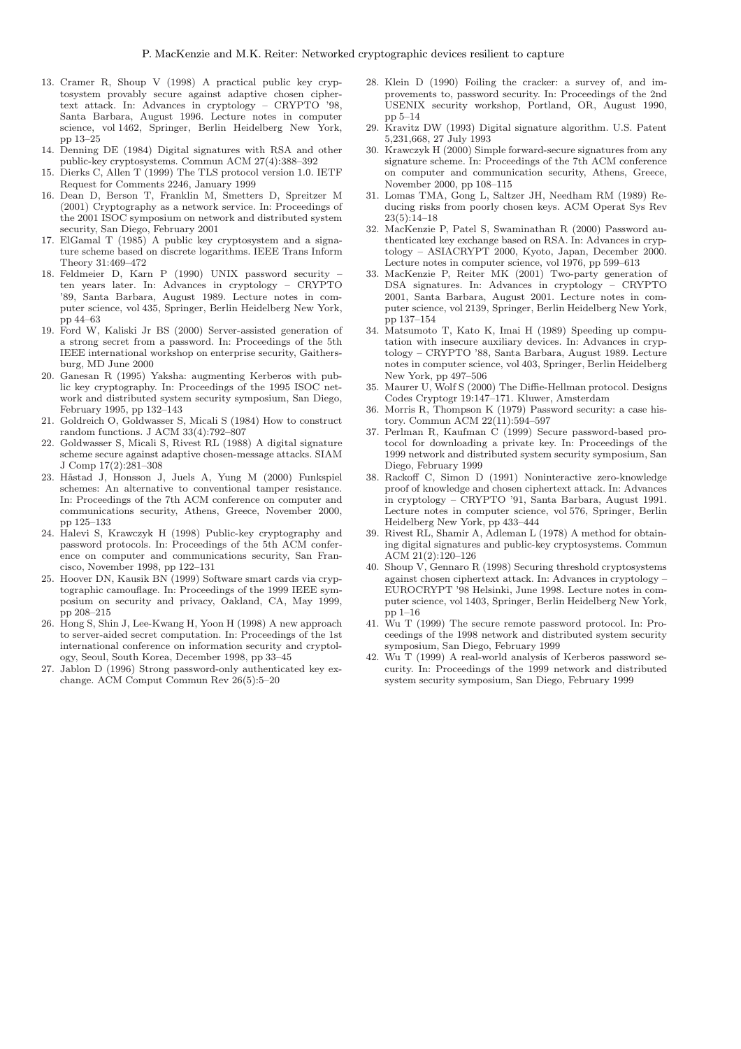13. Cramer R, Shoup V (1998) A practical public key cryptosystem provably secure against adaptive chosen ciphertext attack. In: Advances in cryptology – CRYPTO '98, Santa Barbara, August 1996. Lecture notes in computer science, vol 1462, Springer, Berlin Heidelberg New York, pp 13–25
14. Denning DE (1984) Digital signatures with RSA and other public-key cryptosystems. Commun ACM 27(4):388–392
15. Dierks C, Allen T (1999) The TLS protocol version 1.0. IETF Request for Comments 2246, January 1999
16. Dean D, Berson T, Franklin M, Smetters D, Spreitzer M (2001) Cryptography as a network service. In: Proceedings of the 2001 ISOC symposium on network and distributed system security, San Diego, February 2001
17. ElGamal T (1985) A public key cryptosystem and a signature scheme based on discrete logarithms. IEEE Trans Inform Theory 31:469–472
18. Feldmeier D, Karn P (1990) UNIX password security – ten years later. In: Advances in cryptology – CRYPTO '89, Santa Barbara, August 1989. Lecture notes in computer science, vol 435, Springer, Berlin Heidelberg New York, pp 44–63
19. Ford W, Kaliski Jr BS (2000) Server-assisted generation of a strong secret from a password. In: Proceedings of the 5th IEEE international workshop on enterprise security, Gaithersburg, MD June 2000
20. Ganesan R (1995) Yaksha: augmenting Kerberos with public key cryptography. In: Proceedings of the 1995 ISOC network and distributed system security symposium, San Diego, February 1995, pp 132–143
21. Goldreich O, Goldwasser S, Micali S (1984) How to construct random functions. J ACM 33(4):792–807
22. Goldwasser S, Micali S, Rivest RL (1988) A digital signature scheme secure against adaptive chosen-message attacks. SIAM J Comp 17(2):281–308
23. Håstad J, Honsson J, Juels A, Yung M (2000) Funkspiel schemes: An alternative to conventional tamper resistance. In: Proceedings of the 7th ACM conference on computer and communications security, Athens, Greece, November 2000, pp 125–133
24. Halevi S, Krawczyk H (1998) Public-key cryptography and password protocols. In: Proceedings of the 5th ACM conference on computer and communications security, San Francisco, November 1998, pp 122–131
25. Hoover DN, Kausik BN (1999) Software smart cards via cryptographic camouflage. In: Proceedings of the 1999 IEEE symposium on security and privacy, Oakland, CA, May 1999, pp 208–215
26. Hong S, Shin J, Lee-Kwang H, Yoon H (1998) A new approach to server-aided secret computation. In: Proceedings of the 1st international conference on information security and cryptology, Seoul, South Korea, December 1998, pp 33–45
27. Jablon D (1996) Strong password-only authenticated key exchange. ACM Comput Commun Rev 26(5):5–20
28. Klein D (1990) Foiling the cracker: a survey of, and improvements to, password security. In: Proceedings of the 2nd USENIX security workshop, Portland, OR, August 1990, pp 5–14
29. Kravitz DW (1993) Digital signature algorithm. U.S. Patent 5,231,668, 27 July 1993
30. Krawczyk H (2000) Simple forward-secure signatures from any signature scheme. In: Proceedings of the 7th ACM conference on computer and communication security, Athens, Greece, November 2000, pp 108–115
31. Lomas TMA, Gong L, Saltzer JH, Needham RM (1989) Reducing risks from poorly chosen keys. ACM Operat Sys Rev 23(5):14–18
32. MacKenzie P, Patel S, Swaminathan R (2000) Password authenticated key exchange based on RSA. In: Advances in cryptology – ASIACRYPT 2000, Kyoto, Japan, December 2000. Lecture notes in computer science, vol 1976, pp 599–613
33. MacKenzie P, Reiter MK (2001) Two-party generation of DSA signatures. In: Advances in cryptology – CRYPTO 2001, Santa Barbara, August 2001. Lecture notes in computer science, vol 2139, Springer, Berlin Heidelberg New York, pp 137–154
34. Matsumoto T, Kato K, Imai H (1989) Speeding up computation with insecure auxiliary devices. In: Advances in cryptology – CRYPTO '88, Santa Barbara, August 1989. Lecture notes in computer science, vol 403, Springer, Berlin Heidelberg New York, pp 497–506
35. Maurer U, Wolf S (2000) The Diffie-Hellman protocol. Designs Codes Cryptogr 19:147–171. Kluwer, Amsterdam
36. Morris R, Thompson K (1979) Password security: a case history. Commun ACM 22(11):594–597
37. Perlman R, Kaufman C (1999) Secure password-based protocol for downloading a private key. In: Proceedings of the 1999 network and distributed system security symposium, San Diego, February 1999
38. Rackoff C, Simon D (1991) Noninteractive zero-knowledge proof of knowledge and chosen ciphertext attack. In: Advances in cryptology – CRYPTO '91, Santa Barbara, August 1991. Lecture notes in computer science, vol 576, Springer, Berlin Heidelberg New York, pp 433–444
39. Rivest RL, Shamir A, Adleman L (1978) A method for obtaining digital signatures and public-key cryptosystems. Commun ACM 21(2):120–126
40. Shoup V, Gennaro R (1998) Securing threshold cryptosystems against chosen ciphertext attack. In: Advances in cryptology – EUROCRYPT '98 Helsinki, June 1998. Lecture notes in computer science, vol 1403, Springer, Berlin Heidelberg New York, pp 1–16
41. Wu T (1999) The secure remote password protocol. In: Proceedings of the 1998 network and distributed system security symposium, San Diego, February 1999
42. Wu T (1999) A real-world analysis of Kerberos password security. In: Proceedings of the 1999 network and distributed system security symposium, San Diego, February 1999